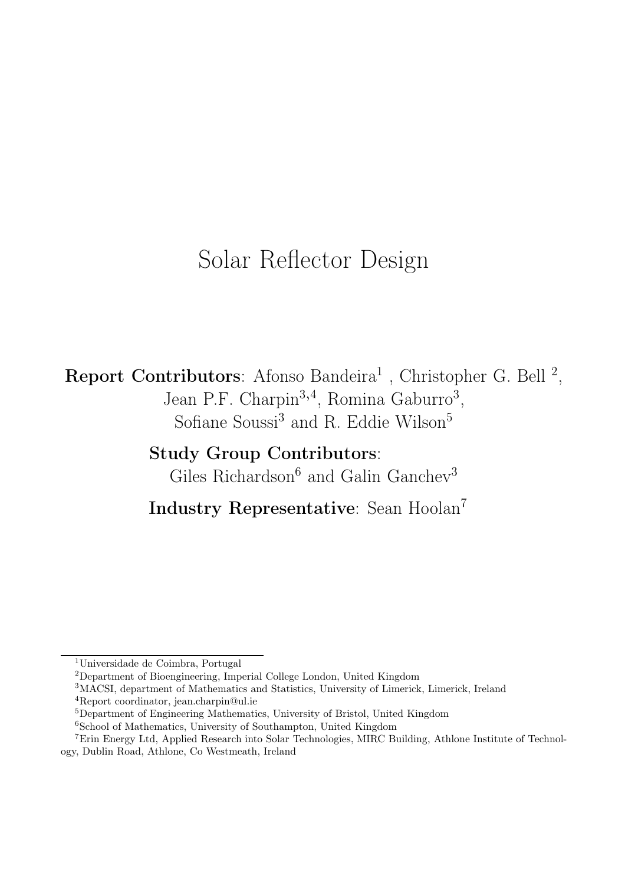# Solar Reflector Design

**Report Contributors**: Afonso Bandeira[1] , Christopher G. Bell [2], Jean P.F. Charpin[3,4], Romina Gaburro[3], Sofiane Soussi[3] and R. Eddie Wilson[5]

**Study Group Contributors**: Giles Richardson[6] and Galin Ganchev[3]

**Industry Representative**: Sean Hoolan[7]

---

[1] Universidade de Coimbra, Portugal

[2] Department of Bioengineering, Imperial College London, United Kingdom

[3] MACSI, department of Mathematics and Statistics, University of Limerick, Limerick, Ireland

[4] Report coordinator, jean.charpin@ul.ie

[5] Department of Engineering Mathematics, University of Bristol, United Kingdom

[6] School of Mathematics, University of Southampton, United Kingdom

[7] Erin Energy Ltd, Applied Research into Solar Technologies, MIRC Building, Athlone Institute of Technology, Dublin Road, Athlone, Co Westmeath, Ireland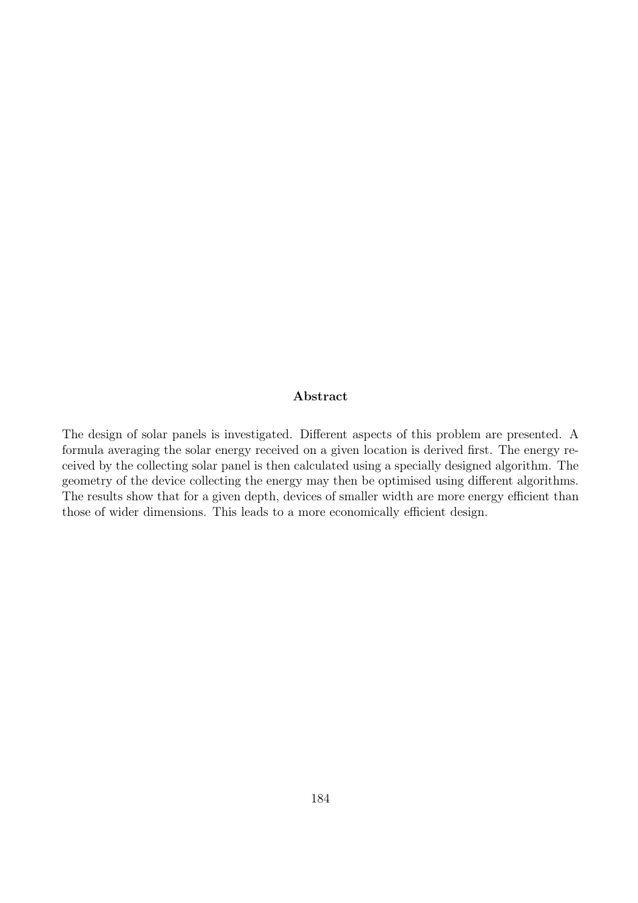## Abstract

The design of solar panels is investigated. Different aspects of this problem are presented. A formula averaging the solar energy received on a given location is derived first. The energy received by the collecting solar panel is then calculated using a specially designed algorithm. The geometry of the device collecting the energy may then be optimised using different algorithms. The results show that for a given depth, devices of smaller width are more energy efficient than those of wider dimensions. This leads to a more economically efficient design.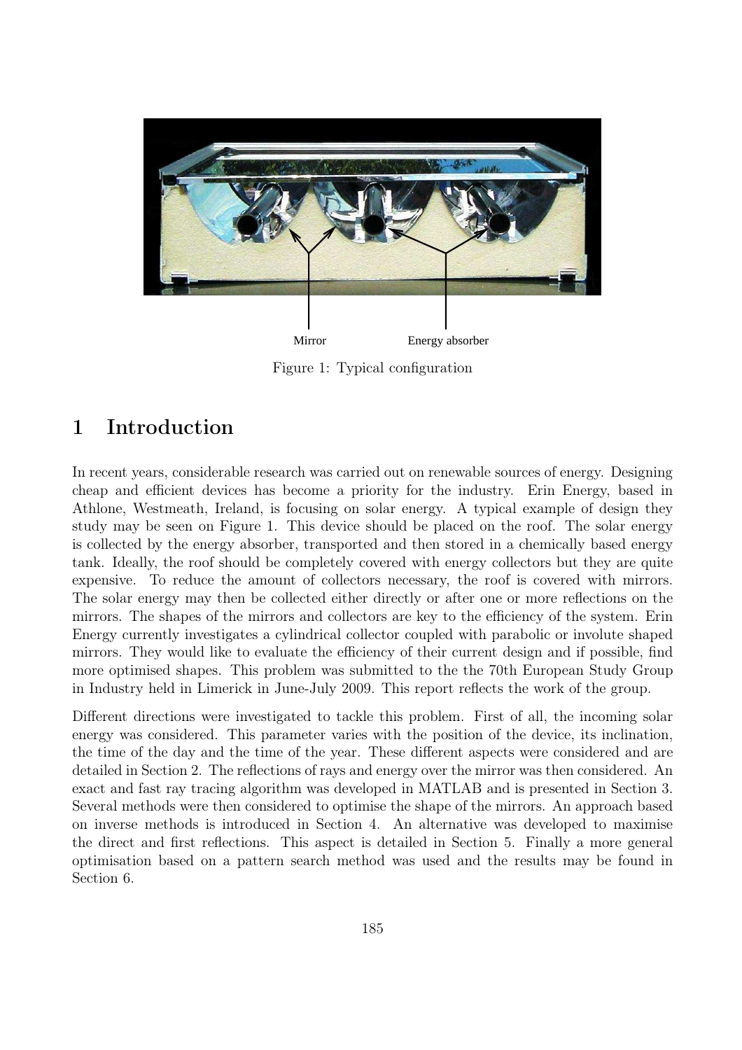Mirror

Energy absorber

Figure 1: Typical configuration

# 1 Introduction

In recent years, considerable research was carried out on renewable sources of energy. Designing cheap and efficient devices has become a priority for the industry. Erin Energy, based in Athlone, Westmeath, Ireland, is focusing on solar energy. A typical example of design they study may be seen on Figure 1. This device should be placed on the roof. The solar energy is collected by the energy absorber, transported and then stored in a chemically based energy tank. Ideally, the roof should be completely covered with energy collectors but they are quite expensive. To reduce the amount of collectors necessary, the roof is covered with mirrors. The solar energy may then be collected either directly or after one or more reflections on the mirrors. The shapes of the mirrors and collectors are key to the efficiency of the system. Erin Energy currently investigates a cylindrical collector coupled with parabolic or involute shaped mirrors. They would like to evaluate the efficiency of their current design and if possible, find more optimised shapes. This problem was submitted to the the 70th European Study Group in Industry held in Limerick in June-July 2009. This report reflects the work of the group.

Different directions were investigated to tackle this problem. First of all, the incoming solar energy was considered. This parameter varies with the position of the device, its inclination, the time of the day and the time of the year. These different aspects were considered and are detailed in Section 2. The reflections of rays and energy over the mirror was then considered. An exact and fast ray tracing algorithm was developed in MATLAB and is presented in Section 3. Several methods were then considered to optimise the shape of the mirrors. An approach based on inverse methods is introduced in Section 4. An alternative was developed to maximise the direct and first reflections. This aspect is detailed in Section 5. Finally a more general optimisation based on a pattern search method was used and the results may be found in Section 6.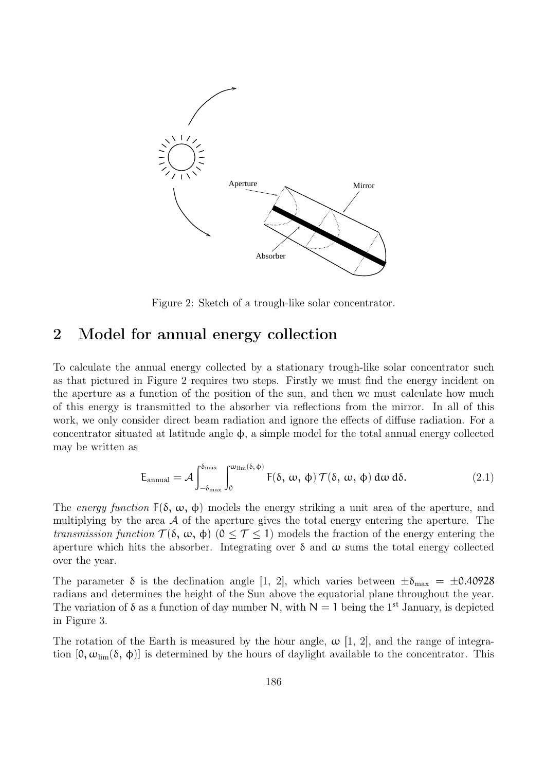Figure 2: Sketch of a trough-like solar concentrator.

## 2 Model for annual energy collection

To calculate the annual energy collected by a stationary trough-like solar concentrator such as that pictured in Figure 2 requires two steps. Firstly we must find the energy incident on the aperture as a function of the position of the sun, and then we must calculate how much of this energy is transmitted to the absorber via reflections from the mirror. In all of this work, we only consider direct beam radiation and ignore the effects of diffuse radiation. For a concentrator situated at latitude angle $\phi$, a simple model for the total annual energy collected may be written as

$$E_{\text{annual}} = \mathcal{A} \int_{-\delta_{\max}}^{\delta_{\max}} \int_{0}^{\omega_{\lim}(\delta,\, \phi)} F(\delta,\, \omega,\, \phi)\, \mathcal{T}(\delta,\, \omega,\, \phi)\, d\omega\, d\delta. \tag{2.1}$$

The *energy function* $F(\delta, \omega, \phi)$ models the energy striking a unit area of the aperture, and multiplying by the area $\mathcal{A}$ of the aperture gives the total energy entering the aperture. The *transmission function* $\mathcal{T}(\delta, \omega, \phi)$ $(0 \leq \mathcal{T} \leq 1)$ models the fraction of the energy entering the aperture which hits the absorber. Integrating over $\delta$ and $\omega$ sums the total energy collected over the year.

The parameter $\delta$ is the declination angle [1, 2], which varies between $\pm\delta_{\max} = \pm 0.40928$ radians and determines the height of the Sun above the equatorial plane throughout the year. The variation of $\delta$ as a function of day number $N$, with $N = 1$ being the 1[st] January, is depicted in Figure 3.

The rotation of the Earth is measured by the hour angle, $\omega$ [1, 2], and the range of integration $[0, \omega_{\lim}(\delta, \phi)]$ is determined by the hours of daylight available to the concentrator. This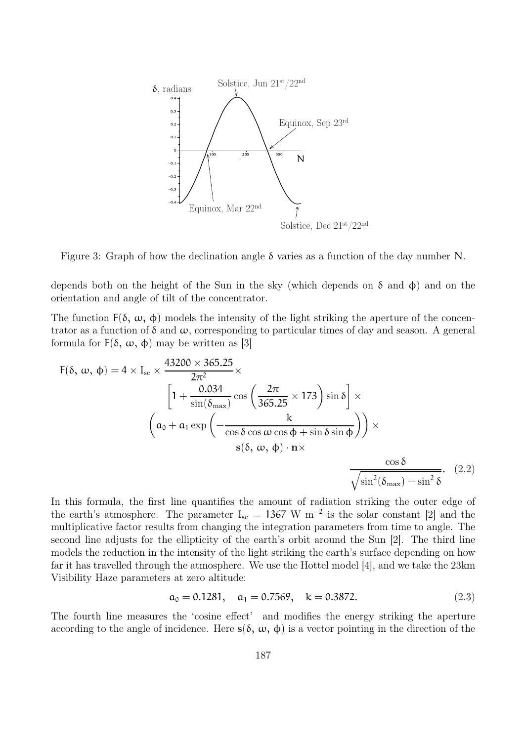Figure 3: Graph of how the declination angle $\delta$ varies as a function of the day number $N$.

depends both on the height of the Sun in the sky (which depends on $\delta$ and $\phi$) and on the orientation and angle of tilt of the concentrator.

The function $F(\delta, \omega, \phi)$ models the intensity of the light striking the aperture of the concentrator as a function of $\delta$ and $\omega$, corresponding to particular times of day and season. A general formula for $F(\delta, \omega, \phi)$ may be written as [3]

$$
\begin{aligned}
F(\delta, \omega, \phi) = 4 \times I_{sc} \times \frac{43200 \times 365.25}{2\pi^2} \times \\
\left[1 + \frac{0.034}{\sin(\delta_{\max})} \cos\left(\frac{2\pi}{365.25} \times 173\right) \sin\delta\right] \times \\
\left(a_0 + a_1 \exp\left(-\frac{k}{\cos\delta\cos\omega\cos\phi + \sin\delta\sin\phi}\right)\right) \times \\
\mathbf{s}(\delta, \omega, \phi) \cdot \mathbf{n} \times \\
\frac{\cos\delta}{\sqrt{\sin^2(\delta_{\max}) - \sin^2\delta}}.
\end{aligned}
\tag{2.2}
$$

In this formula, the first line quantifies the amount of radiation striking the outer edge of the earth's atmosphere. The parameter $I_{sc} = 1367$ W m$^{-2}$ is the solar constant [2] and the multiplicative factor results from changing the integration parameters from time to angle. The second line adjusts for the ellipticity of the earth's orbit around the Sun [2]. The third line models the reduction in the intensity of the light striking the earth's surface depending on how far it has travelled through the atmosphere. We use the Hottel model [4], and we take the 23km Visibility Haze parameters at zero altitude:

$$
a_0 = 0.1281, \quad a_1 = 0.7569, \quad k = 0.3872. \tag{2.3}
$$

The fourth line measures the 'cosine effect' and modifies the energy striking the aperture according to the angle of incidence. Here $\mathbf{s}(\delta, \omega, \phi)$ is a vector pointing in the direction of the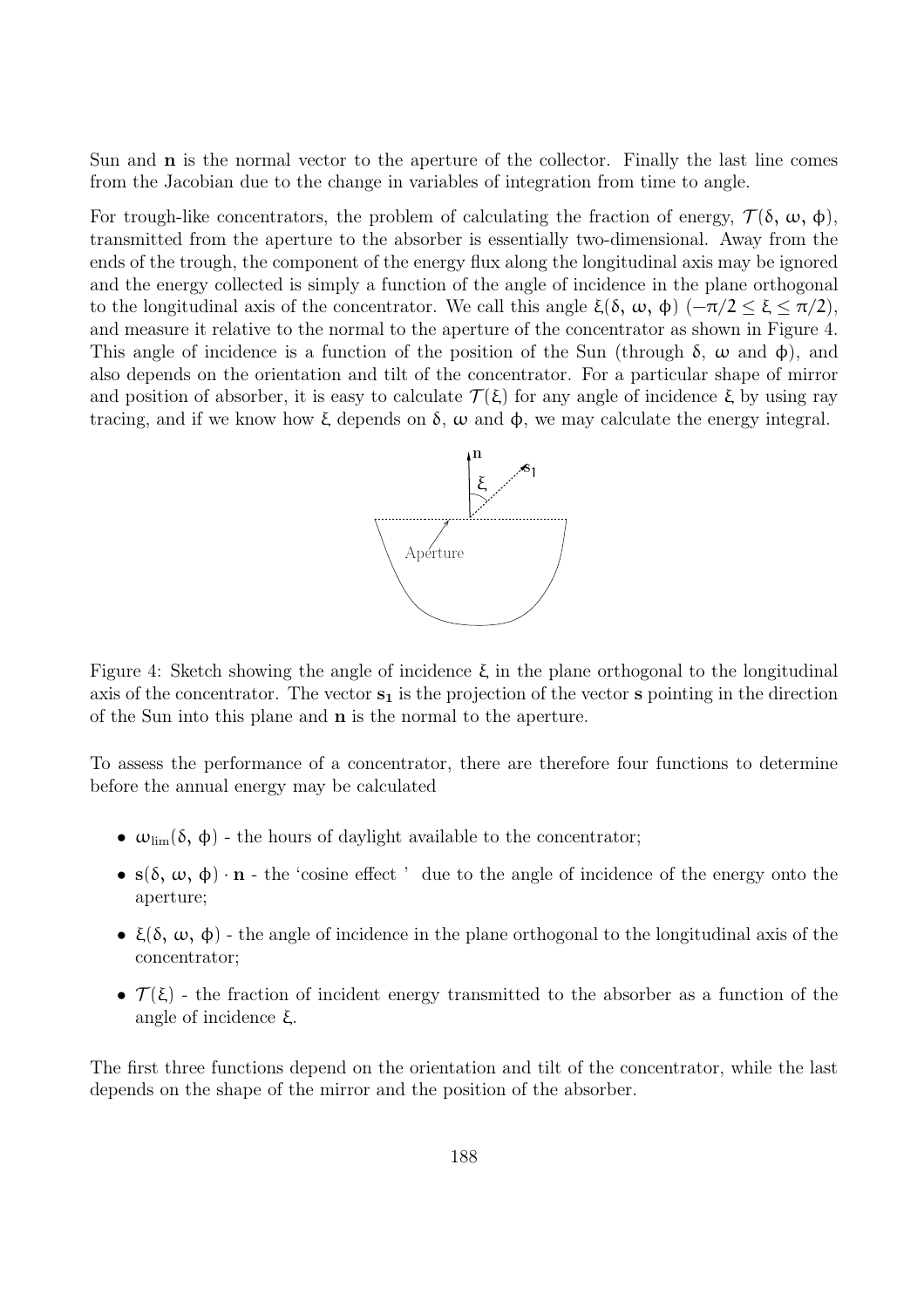Sun and $\mathbf{n}$ is the normal vector to the aperture of the collector. Finally the last line comes from the Jacobian due to the change in variables of integration from time to angle.

For trough-like concentrators, the problem of calculating the fraction of energy, $\mathcal{T}(\delta, \omega, \phi)$, transmitted from the aperture to the absorber is essentially two-dimensional. Away from the ends of the trough, the component of the energy flux along the longitudinal axis may be ignored and the energy collected is simply a function of the angle of incidence in the plane orthogonal to the longitudinal axis of the concentrator. We call this angle $\xi(\delta, \omega, \phi)$ $(-\pi/2 \leq \xi \leq \pi/2)$, and measure it relative to the normal to the aperture of the concentrator as shown in Figure 4. This angle of incidence is a function of the position of the Sun (through $\delta$, $\omega$ and $\phi$), and also depends on the orientation and tilt of the concentrator. For a particular shape of mirror and position of absorber, it is easy to calculate $\mathcal{T}(\xi)$ for any angle of incidence $\xi$ by using ray tracing, and if we know how $\xi$ depends on $\delta$, $\omega$ and $\phi$, we may calculate the energy integral.

Figure 4: Sketch showing the angle of incidence $\xi$ in the plane orthogonal to the longitudinal axis of the concentrator. The vector $\mathbf{s_1}$ is the projection of the vector $\mathbf{s}$ pointing in the direction of the Sun into this plane and $\mathbf{n}$ is the normal to the aperture.

To assess the performance of a concentrator, there are therefore four functions to determine before the annual energy may be calculated

- $\omega_{\text{lim}}(\delta, \phi)$ - the hours of daylight available to the concentrator;
- $\mathbf{s}(\delta, \omega, \phi) \cdot \mathbf{n}$ - the 'cosine effect ' due to the angle of incidence of the energy onto the aperture;
- $\xi(\delta, \omega, \phi)$ - the angle of incidence in the plane orthogonal to the longitudinal axis of the concentrator;
- $\mathcal{T}(\xi)$ - the fraction of incident energy transmitted to the absorber as a function of the angle of incidence $\xi$.

The first three functions depend on the orientation and tilt of the concentrator, while the last depends on the shape of the mirror and the position of the absorber.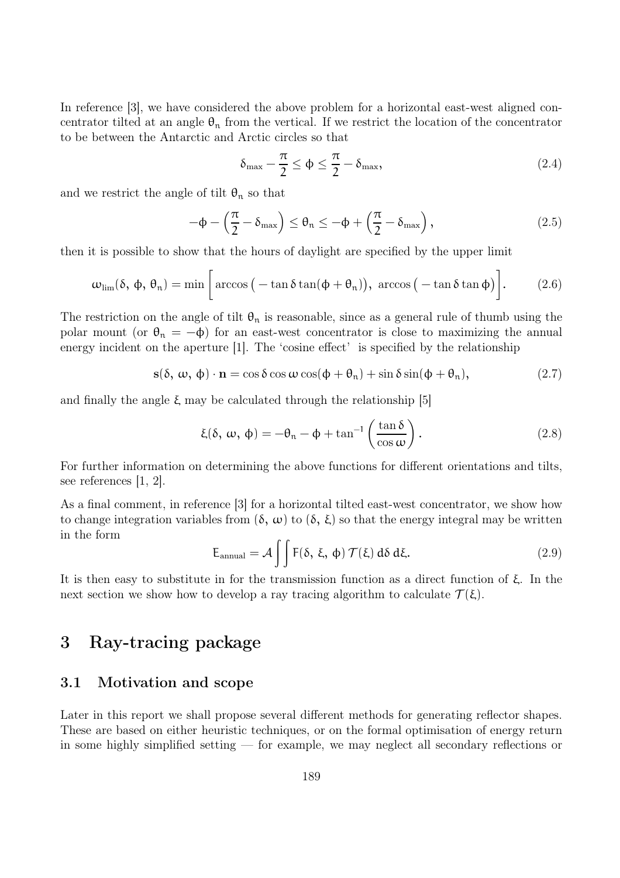In reference [3], we have considered the above problem for a horizontal east-west aligned concentrator tilted at an angle $\theta_n$ from the vertical. If we restrict the location of the concentrator to be between the Antarctic and Arctic circles so that

$$\delta_{\max} - \frac{\pi}{2} \leq \phi \leq \frac{\pi}{2} - \delta_{\max}, \tag{2.4}$$

and we restrict the angle of tilt $\theta_n$ so that

$$-\phi - \left(\frac{\pi}{2} - \delta_{\max}\right) \leq \theta_n \leq -\phi + \left(\frac{\pi}{2} - \delta_{\max}\right), \tag{2.5}$$

then it is possible to show that the hours of daylight are specified by the upper limit

$$\omega_{\lim}(\delta,\, \phi,\, \theta_n) = \min\left[\arccos\big(-\tan\delta\tan(\phi+\theta_n)\big),\ \arccos\big(-\tan\delta\tan\phi\big)\right]. \tag{2.6}$$

The restriction on the angle of tilt $\theta_n$ is reasonable, since as a general rule of thumb using the polar mount (or $\theta_n = -\phi$) for an east-west concentrator is close to maximizing the annual energy incident on the aperture [1]. The 'cosine effect' is specified by the relationship

$$\mathbf{s}(\delta,\, \omega,\, \phi)\cdot\mathbf{n} = \cos\delta\cos\omega\cos(\phi+\theta_n) + \sin\delta\sin(\phi+\theta_n), \tag{2.7}$$

and finally the angle $\xi$ may be calculated through the relationship [5]

$$\xi(\delta,\, \omega,\, \phi) = -\theta_n - \phi + \tan^{-1}\left(\frac{\tan\delta}{\cos\omega}\right). \tag{2.8}$$

For further information on determining the above functions for different orientations and tilts, see references [1, 2].

As a final comment, in reference [3] for a horizontal tilted east-west concentrator, we show how to change integration variables from $(\delta,\, \omega)$ to $(\delta,\, \xi)$ so that the energy integral may be written in the form

$$E_{\text{annual}} = \mathcal{A}\int\!\!\int F(\delta,\, \xi,\, \phi)\,\mathcal{T}(\xi)\,d\delta\,d\xi. \tag{2.9}$$

It is then easy to substitute in for the transmission function as a direct function of $\xi$. In the next section we show how to develop a ray tracing algorithm to calculate $\mathcal{T}(\xi)$.

# 3 Ray-tracing package

## 3.1 Motivation and scope

Later in this report we shall propose several different methods for generating reflector shapes. These are based on either heuristic techniques, or on the formal optimisation of energy return in some highly simplified setting — for example, we may neglect all secondary reflections or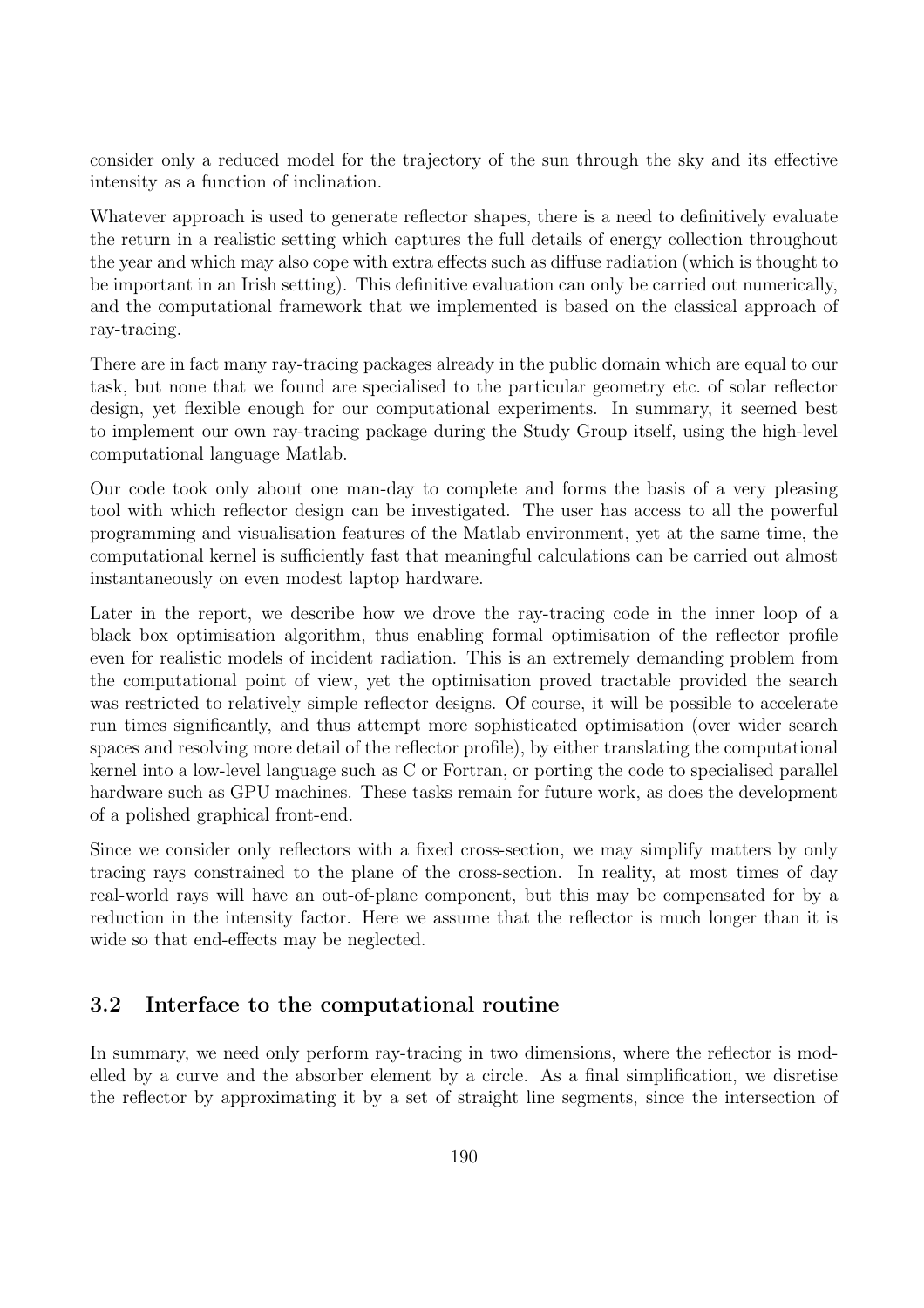consider only a reduced model for the trajectory of the sun through the sky and its effective intensity as a function of inclination.

Whatever approach is used to generate reflector shapes, there is a need to definitively evaluate the return in a realistic setting which captures the full details of energy collection throughout the year and which may also cope with extra effects such as diffuse radiation (which is thought to be important in an Irish setting). This definitive evaluation can only be carried out numerically, and the computational framework that we implemented is based on the classical approach of ray-tracing.

There are in fact many ray-tracing packages already in the public domain which are equal to our task, but none that we found are specialised to the particular geometry etc. of solar reflector design, yet flexible enough for our computational experiments. In summary, it seemed best to implement our own ray-tracing package during the Study Group itself, using the high-level computational language Matlab.

Our code took only about one man-day to complete and forms the basis of a very pleasing tool with which reflector design can be investigated. The user has access to all the powerful programming and visualisation features of the Matlab environment, yet at the same time, the computational kernel is sufficiently fast that meaningful calculations can be carried out almost instantaneously on even modest laptop hardware.

Later in the report, we describe how we drove the ray-tracing code in the inner loop of a black box optimisation algorithm, thus enabling formal optimisation of the reflector profile even for realistic models of incident radiation. This is an extremely demanding problem from the computational point of view, yet the optimisation proved tractable provided the search was restricted to relatively simple reflector designs. Of course, it will be possible to accelerate run times significantly, and thus attempt more sophisticated optimisation (over wider search spaces and resolving more detail of the reflector profile), by either translating the computational kernel into a low-level language such as C or Fortran, or porting the code to specialised parallel hardware such as GPU machines. These tasks remain for future work, as does the development of a polished graphical front-end.

Since we consider only reflectors with a fixed cross-section, we may simplify matters by only tracing rays constrained to the plane of the cross-section. In reality, at most times of day real-world rays will have an out-of-plane component, but this may be compensated for by a reduction in the intensity factor. Here we assume that the reflector is much longer than it is wide so that end-effects may be neglected.

## 3.2 Interface to the computational routine

In summary, we need only perform ray-tracing in two dimensions, where the reflector is modelled by a curve and the absorber element by a circle. As a final simplification, we disretise the reflector by approximating it by a set of straight line segments, since the intersection of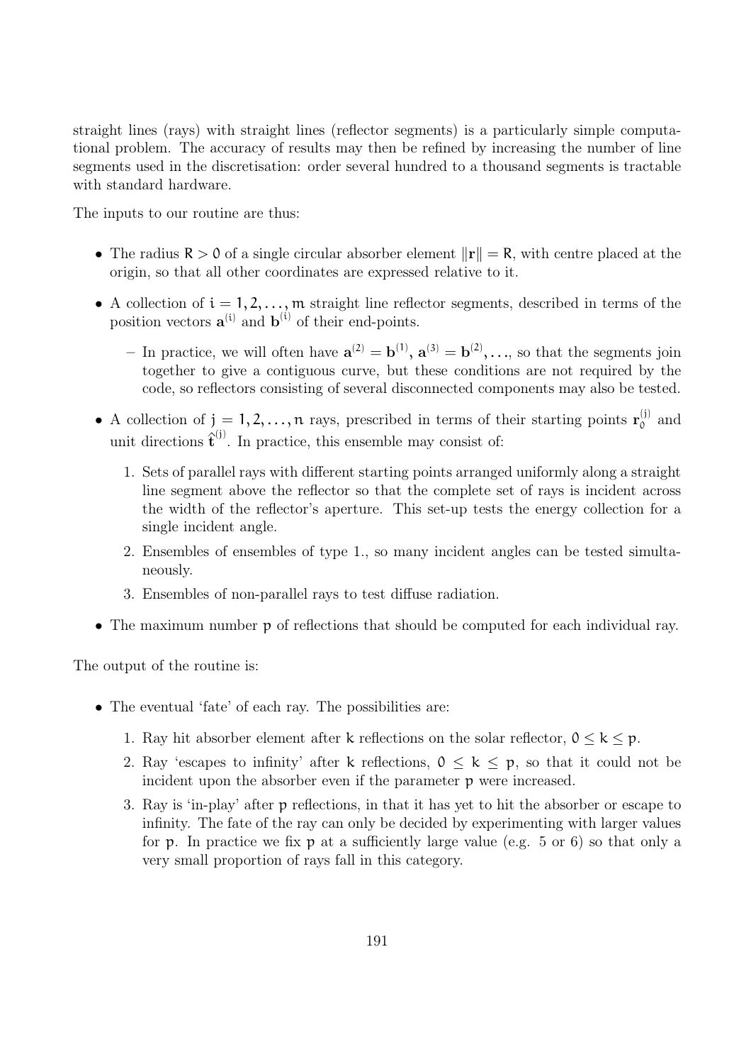straight lines (rays) with straight lines (reflector segments) is a particularly simple computational problem. The accuracy of results may then be refined by increasing the number of line segments used in the discretisation: order several hundred to a thousand segments is tractable with standard hardware.

The inputs to our routine are thus:

- The radius $R > 0$ of a single circular absorber element $\|\mathbf{r}\| = R$, with centre placed at the origin, so that all other coordinates are expressed relative to it.
- A collection of $i = 1, 2, \ldots, m$ straight line reflector segments, described in terms of the position vectors $\mathbf{a}^{(i)}$ and $\mathbf{b}^{(i)}$ of their end-points.
  - In practice, we will often have $\mathbf{a}^{(2)} = \mathbf{b}^{(1)}$, $\mathbf{a}^{(3)} = \mathbf{b}^{(2)}, \ldots$, so that the segments join together to give a contiguous curve, but these conditions are not required by the code, so reflectors consisting of several disconnected components may also be tested.
- A collection of $j = 1, 2, \ldots, n$ rays, prescribed in terms of their starting points $\mathbf{r}_0^{(j)}$ and unit directions $\hat{\mathbf{t}}^{(j)}$. In practice, this ensemble may consist of:
  1. Sets of parallel rays with different starting points arranged uniformly along a straight line segment above the reflector so that the complete set of rays is incident across the width of the reflector's aperture. This set-up tests the energy collection for a single incident angle.
  2. Ensembles of ensembles of type 1., so many incident angles can be tested simultaneously.
  3. Ensembles of non-parallel rays to test diffuse radiation.
- The maximum number $p$ of reflections that should be computed for each individual ray.

The output of the routine is:

- The eventual 'fate' of each ray. The possibilities are:
  1. Ray hit absorber element after $k$ reflections on the solar reflector, $0 \leq k \leq p$.
  2. Ray 'escapes to infinity' after $k$ reflections, $0 \leq k \leq p$, so that it could not be incident upon the absorber even if the parameter $p$ were increased.
  3. Ray is 'in-play' after $p$ reflections, in that it has yet to hit the absorber or escape to infinity. The fate of the ray can only be decided by experimenting with larger values for $p$. In practice we fix $p$ at a sufficiently large value (e.g. 5 or 6) so that only a very small proportion of rays fall in this category.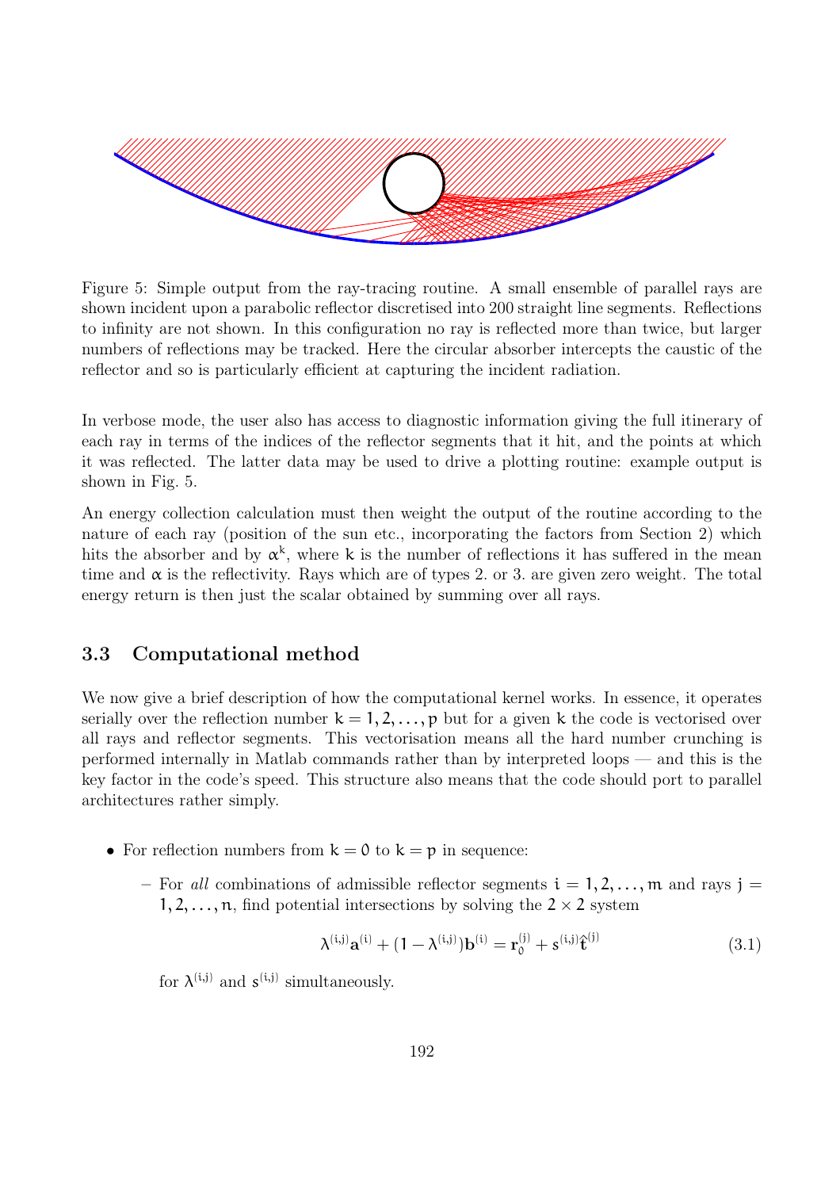Figure 5: Simple output from the ray-tracing routine. A small ensemble of parallel rays are shown incident upon a parabolic reflector discretised into 200 straight line segments. Reflections to infinity are not shown. In this configuration no ray is reflected more than twice, but larger numbers of reflections may be tracked. Here the circular absorber intercepts the caustic of the reflector and so is particularly efficient at capturing the incident radiation.

In verbose mode, the user also has access to diagnostic information giving the full itinerary of each ray in terms of the indices of the reflector segments that it hit, and the points at which it was reflected. The latter data may be used to drive a plotting routine: example output is shown in Fig. 5.

An energy collection calculation must then weight the output of the routine according to the nature of each ray (position of the sun etc., incorporating the factors from Section 2) which hits the absorber and by $\alpha^k$, where $k$ is the number of reflections it has suffered in the mean time and $\alpha$ is the reflectivity. Rays which are of types 2. or 3. are given zero weight. The total energy return is then just the scalar obtained by summing over all rays.

### 3.3 Computational method

We now give a brief description of how the computational kernel works. In essence, it operates serially over the reflection number $k = 1, 2, \ldots, p$ but for a given $k$ the code is vectorised over all rays and reflector segments. This vectorisation means all the hard number crunching is performed internally in Matlab commands rather than by interpreted loops — and this is the key factor in the code's speed. This structure also means that the code should port to parallel architectures rather simply.

- For reflection numbers from $k = 0$ to $k = p$ in sequence:
  - For *all* combinations of admissible reflector segments $i = 1, 2, \ldots, m$ and rays $j = 1, 2, \ldots, n$, find potential intersections by solving the $2 \times 2$ system

$$\lambda^{(i,j)}\mathbf{a}^{(i)} + (1 - \lambda^{(i,j)})\mathbf{b}^{(i)} = \mathbf{r}_0^{(j)} + s^{(i,j)}\hat{\mathbf{t}}^{(j)} \tag{3.1}$$

    for $\lambda^{(i,j)}$ and $s^{(i,j)}$ simultaneously.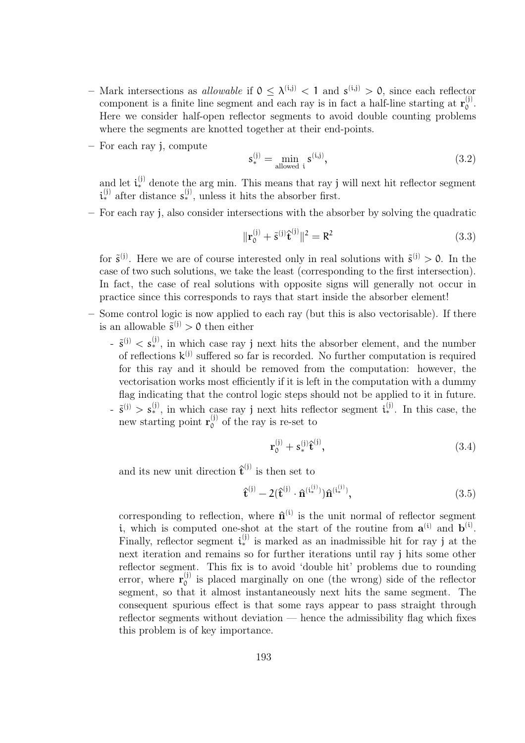- Mark intersections as *allowable* if $0 \leq \lambda^{(i,j)} < 1$ and $s^{(i,j)} > 0$, since each reflector component is a finite line segment and each ray is in fact a half-line starting at $\mathbf{r}_0^{(j)}$. Here we consider half-open reflector segments to avoid double counting problems where the segments are knotted together at their end-points.

- For each ray $j$, compute

$$s_*^{(j)} = \min_{\text{allowed } i} s^{(i,j)}, \tag{3.2}$$

and let $i_*^{(j)}$ denote the arg min. This means that ray $j$ will next hit reflector segment $i_*^{(j)}$ after distance $s_*^{(j)}$, unless it hits the absorber first.

- For each ray $j$, also consider intersections with the absorber by solving the quadratic

$$\|\mathbf{r}_0^{(j)} + \tilde{s}^{(j)}\hat{\mathbf{t}}^{(j)}\|^2 = R^2 \tag{3.3}$$

for $\tilde{s}^{(j)}$. Here we are of course interested only in real solutions with $\tilde{s}^{(j)} > 0$. In the case of two such solutions, we take the least (corresponding to the first intersection). In fact, the case of real solutions with opposite signs will generally not occur in practice since this corresponds to rays that start inside the absorber element!

- Some control logic is now applied to each ray (but this is also vectorisable). If there is an allowable $\tilde{s}^{(j)} > 0$ then either

  - $\tilde{s}^{(j)} < s_*^{(j)}$, in which case ray $j$ next hits the absorber element, and the number of reflections $k^{(j)}$ suffered so far is recorded. No further computation is required for this ray and it should be removed from the computation: however, the vectorisation works most efficiently if it is left in the computation with a dummy flag indicating that the control logic steps should not be applied to it in future.

  - $\tilde{s}^{(j)} > s_*^{(j)}$, in which case ray $j$ next hits reflector segment $i_*^{(j)}$. In this case, the new starting point $\mathbf{r}_0^{(j)}$ of the ray is re-set to

$$\mathbf{r}_0^{(j)} + s_*^{(j)}\hat{\mathbf{t}}^{(j)}, \tag{3.4}$$

    and its new unit direction $\hat{\mathbf{t}}^{(j)}$ is then set to

$$\hat{\mathbf{t}}^{(j)} - 2(\hat{\mathbf{t}}^{(j)} \cdot \hat{\mathbf{n}}^{(i_*^{(j)})})\hat{\mathbf{n}}^{(i_*^{(j)})}, \tag{3.5}$$

    corresponding to reflection, where $\hat{\mathbf{n}}^{(i)}$ is the unit normal of reflector segment $i$, which is computed one-shot at the start of the routine from $\mathbf{a}^{(i)}$ and $\mathbf{b}^{(i)}$. Finally, reflector segment $i_*^{(j)}$ is marked as an inadmissible hit for ray $j$ at the next iteration and remains so for further iterations until ray $j$ hits some other reflector segment. This fix is to avoid 'double hit' problems due to rounding error, where $\mathbf{r}_0^{(j)}$ is placed marginally on one (the wrong) side of the reflector segment, so that it almost instantaneously next hits the same segment. The consequent spurious effect is that some rays appear to pass straight through reflector segments without deviation — hence the admissibility flag which fixes this problem is of key importance.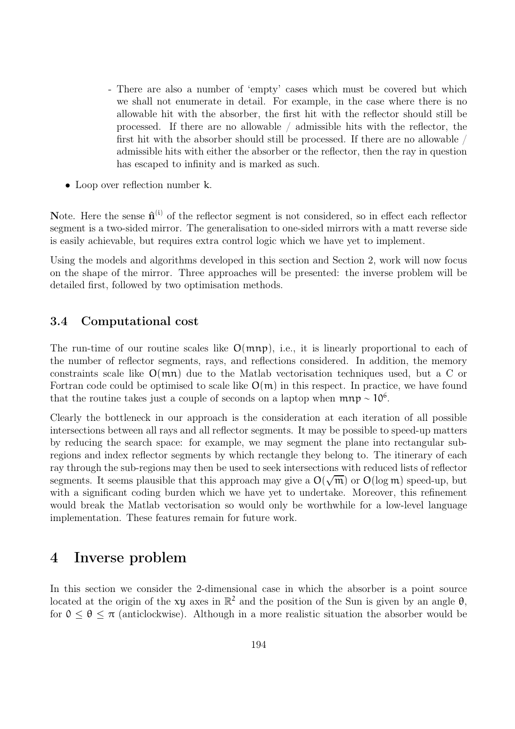- There are also a number of 'empty' cases which must be covered but which we shall not enumerate in detail. For example, in the case where there is no allowable hit with the absorber, the first hit with the reflector should still be processed. If there are no allowable / admissible hits with the reflector, the first hit with the absorber should still be processed. If there are no allowable / admissible hits with either the absorber or the reflector, then the ray in question has escaped to infinity and is marked as such.

- Loop over reflection number $k$.

**N**ote. Here the sense $\hat{\mathbf{n}}^{(i)}$ of the reflector segment is not considered, so in effect each reflector segment is a two-sided mirror. The generalisation to one-sided mirrors with a matt reverse side is easily achievable, but requires extra control logic which we have yet to implement.

Using the models and algorithms developed in this section and Section 2, work will now focus on the shape of the mirror. Three approaches will be presented: the inverse problem will be detailed first, followed by two optimisation methods.

### 3.4 Computational cost

The run-time of our routine scales like $O(mnp)$, i.e., it is linearly proportional to each of the number of reflector segments, rays, and reflections considered. In addition, the memory constraints scale like $O(mn)$ due to the Matlab vectorisation techniques used, but a C or Fortran code could be optimised to scale like $O(m)$ in this respect. In practice, we have found that the routine takes just a couple of seconds on a laptop when $mnp \sim 10^6$.

Clearly the bottleneck in our approach is the consideration at each iteration of all possible intersections between all rays and all reflector segments. It may be possible to speed-up matters by reducing the search space: for example, we may segment the plane into rectangular sub-regions and index reflector segments by which rectangle they belong to. The itinerary of each ray through the sub-regions may then be used to seek intersections with reduced lists of reflector segments. It seems plausible that this approach may give a $O(\sqrt{m})$ or $O(\log m)$ speed-up, but with a significant coding burden which we have yet to undertake. Moreover, this refinement would break the Matlab vectorisation so would only be worthwhile for a low-level language implementation. These features remain for future work.

## 4 Inverse problem

In this section we consider the 2-dimensional case in which the absorber is a point source located at the origin of the $xy$ axes in $\mathbb{R}^2$ and the position of the Sun is given by an angle $\theta$, for $0 \leq \theta \leq \pi$ (anticlockwise). Although in a more realistic situation the absorber would be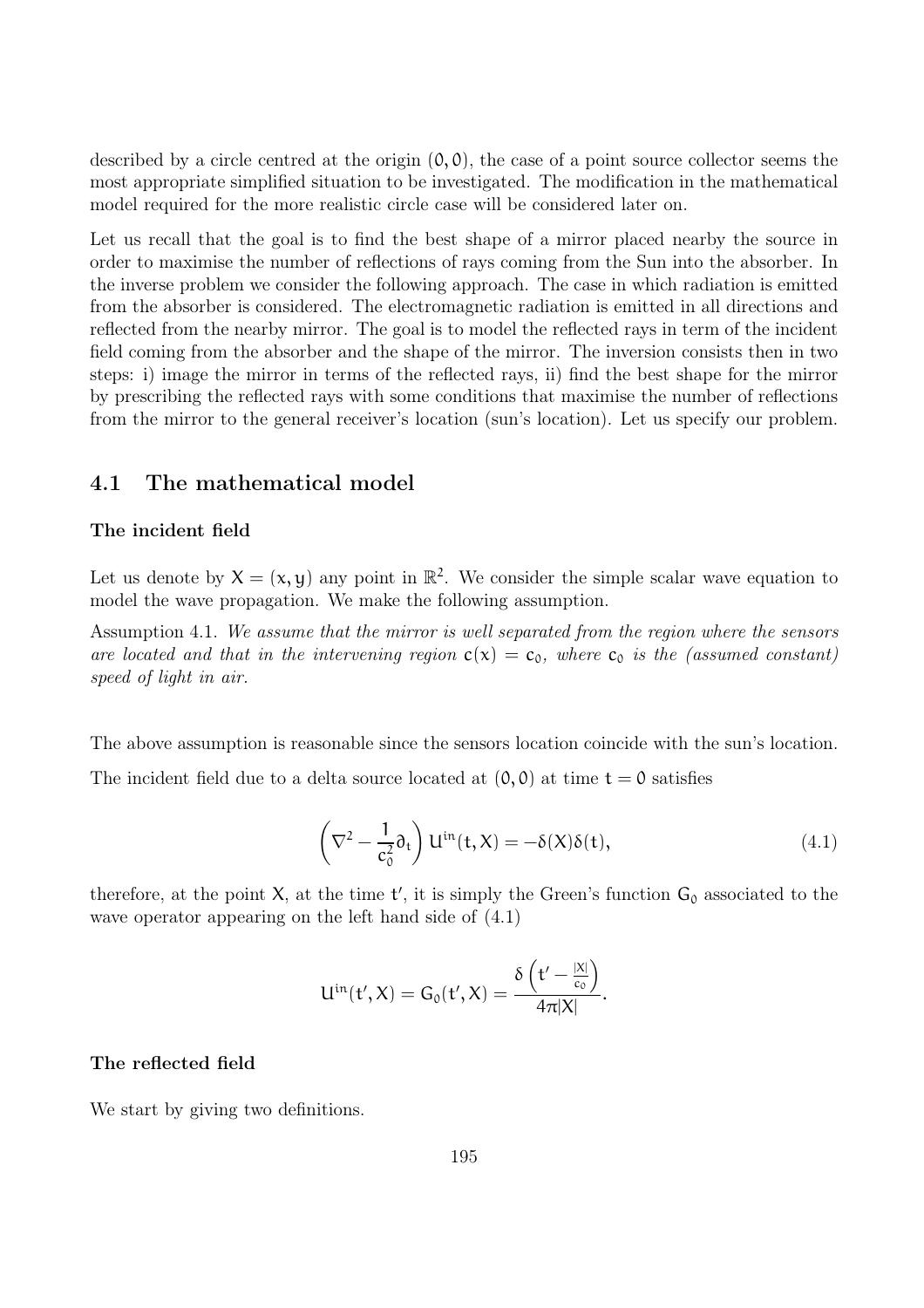described by a circle centred at the origin $(0, 0)$, the case of a point source collector seems the most appropriate simplified situation to be investigated. The modification in the mathematical model required for the more realistic circle case will be considered later on.

Let us recall that the goal is to find the best shape of a mirror placed nearby the source in order to maximise the number of reflections of rays coming from the Sun into the absorber. In the inverse problem we consider the following approach. The case in which radiation is emitted from the absorber is considered. The electromagnetic radiation is emitted in all directions and reflected from the nearby mirror. The goal is to model the reflected rays in term of the incident field coming from the absorber and the shape of the mirror. The inversion consists then in two steps: i) image the mirror in terms of the reflected rays, ii) find the best shape for the mirror by prescribing the reflected rays with some conditions that maximise the number of reflections from the mirror to the general receiver's location (sun's location). Let us specify our problem.

## 4.1 The mathematical model

**The incident field**

Let us denote by $X = (x, y)$ any point in $\mathbb{R}^2$. We consider the simple scalar wave equation to model the wave propagation. We make the following assumption.

Assumption 4.1. *We assume that the mirror is well separated from the region where the sensors are located and that in the intervening region $c(x) = c_0$, where $c_0$ is the (assumed constant) speed of light in air.*

The above assumption is reasonable since the sensors location coincide with the sun's location.

The incident field due to a delta source located at $(0, 0)$ at time $t = 0$ satisfies

$$\left(\nabla^2 - \frac{1}{c_0^2}\partial_t\right) U^{in}(t, X) = -\delta(X)\delta(t), \tag{4.1}$$

therefore, at the point $X$, at the time $t'$, it is simply the Green's function $G_0$ associated to the wave operator appearing on the left hand side of (4.1)

$$U^{in}(t', X) = G_0(t', X) = \frac{\delta\left(t' - \frac{|X|}{c_0}\right)}{4\pi|X|}.$$

**The reflected field**

We start by giving two definitions.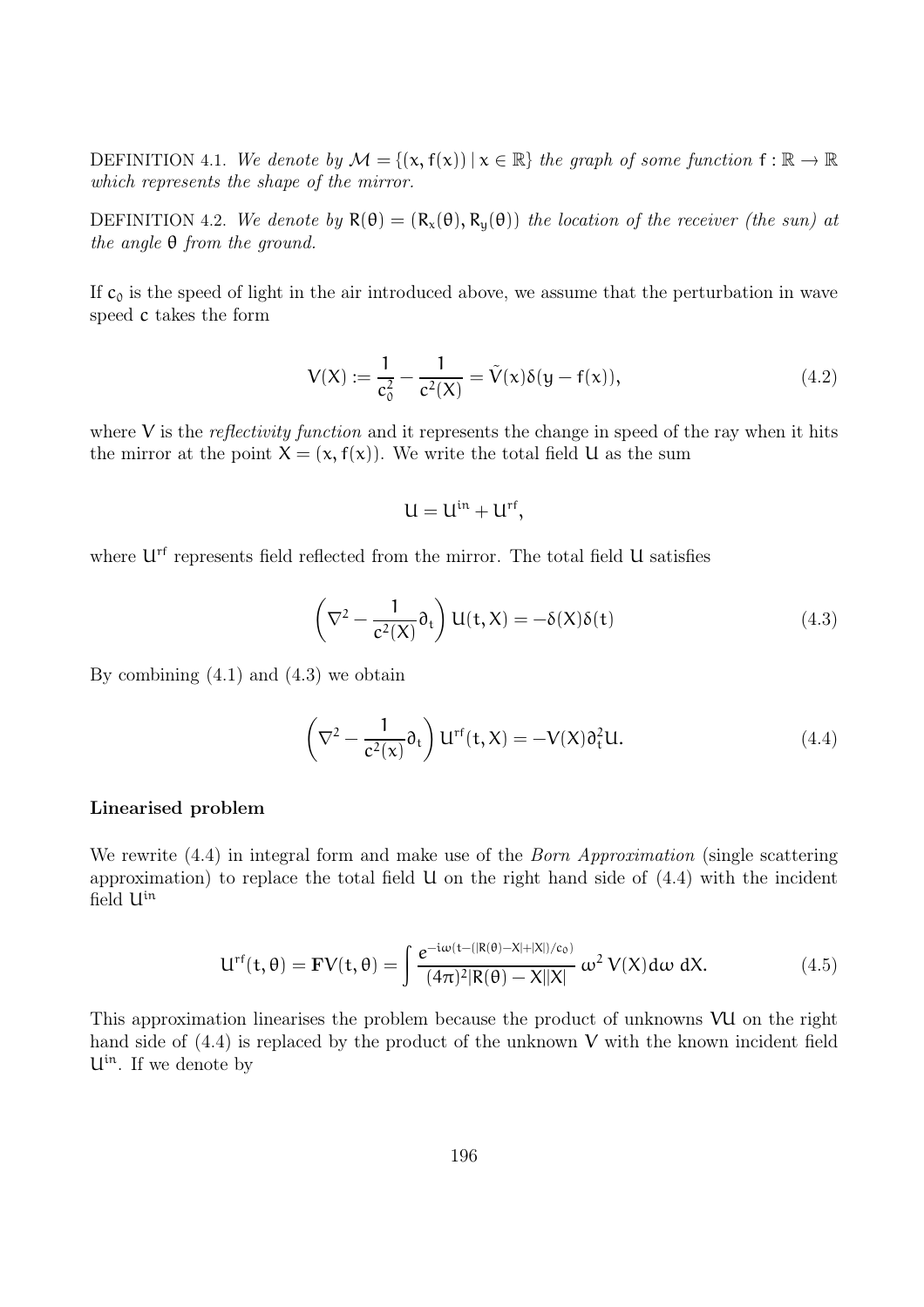DEFINITION 4.1. *We denote by $\mathcal{M} = \{(x, f(x)) \mid x \in \mathbb{R}\}$ the graph of some function $f : \mathbb{R} \to \mathbb{R}$ which represents the shape of the mirror.*

DEFINITION 4.2. *We denote by $R(\theta) = (R_x(\theta), R_y(\theta))$ the location of the receiver (the sun) at the angle $\theta$ from the ground.*

If $c_0$ is the speed of light in the air introduced above, we assume that the perturbation in wave speed $c$ takes the form

$$V(X) := \frac{1}{c_0^2} - \frac{1}{c^2(X)} = \tilde{V}(x)\delta(y - f(x)), \tag{4.2}$$

where $V$ is the *reflectivity function* and it represents the change in speed of the ray when it hits the mirror at the point $X = (x, f(x))$. We write the total field $U$ as the sum

$$U = U^{in} + U^{rf},$$

where $U^{rf}$ represents field reflected from the mirror. The total field $U$ satisfies

$$\left(\nabla^2 - \frac{1}{c^2(X)}\partial_t\right) U(t, X) = -\delta(X)\delta(t) \tag{4.3}$$

By combining (4.1) and (4.3) we obtain

$$\left(\nabla^2 - \frac{1}{c^2(x)}\partial_t\right) U^{rf}(t, X) = -V(X)\partial_t^2 U. \tag{4.4}$$

**Linearised problem**

We rewrite (4.4) in integral form and make use of the *Born Approximation* (single scattering approximation) to replace the total field $U$ on the right hand side of (4.4) with the incident field $U^{in}$

$$U^{rf}(t, \theta) = \mathbf{F}V(t, \theta) = \int \frac{e^{-i\omega(t-(|R(\theta)-X|+|X|)/c_0)}}{(4\pi)^2|R(\theta) - X||X|}\, \omega^2\, V(X) d\omega\; dX. \tag{4.5}$$

This approximation linearises the problem because the product of unknowns $VU$ on the right hand side of (4.4) is replaced by the product of the unknown $V$ with the known incident field $U^{in}$. If we denote by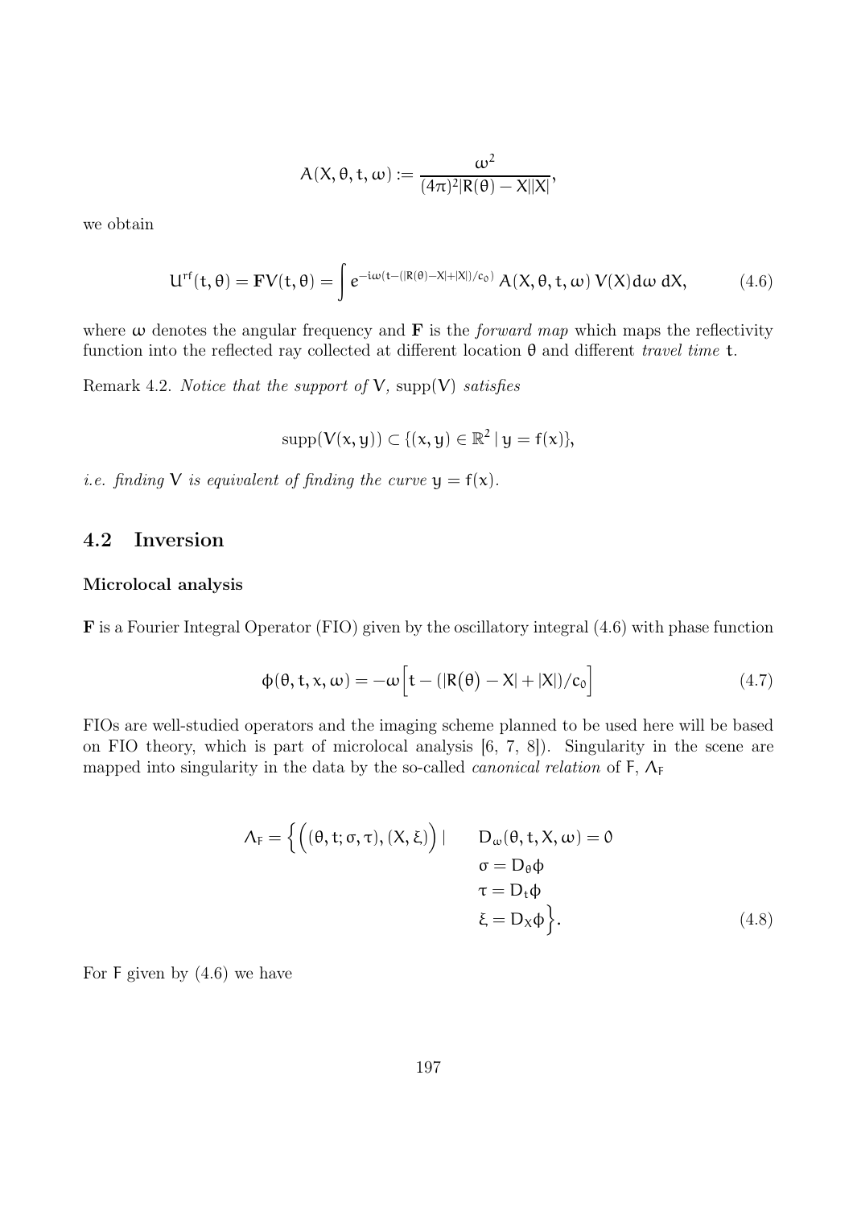$$A(X, \theta, t, \omega) := \frac{\omega^2}{(4\pi)^2 |R(\theta) - X||X|},$$

we obtain

$$U^{rf}(t, \theta) = \mathbf{F}V(t, \theta) = \int e^{-i\omega(t - (|R(\theta) - X| + |X|)/c_0)} A(X, \theta, t, \omega)\, V(X) d\omega\, dX, \tag{4.6}$$

where $\omega$ denotes the angular frequency and $\mathbf{F}$ is the *forward map* which maps the reflectivity function into the reflected ray collected at different location $\theta$ and different *travel time* $t$.

Remark 4.2. *Notice that the support of* $V$*,* $\text{supp}(V)$ *satisfies*

$$\text{supp}(V(x, y)) \subset \{(x, y) \in \mathbb{R}^2 \mid y = f(x)\},$$

*i.e. finding* $V$ *is equivalent of finding the curve* $y = f(x)$*.*

## 4.2 Inversion

### Microlocal analysis

$\mathbf{F}$ is a Fourier Integral Operator (FIO) given by the oscillatory integral (4.6) with phase function

$$\phi(\theta, t, x, \omega) = -\omega\Big[t - (|R(\theta) - X| + |X|)/c_0\Big] \tag{4.7}$$

FIOs are well-studied operators and the imaging scheme planned to be used here will be based on FIO theory, which is part of microlocal analysis [6, 7, 8]). Singularity in the scene are mapped into singularity in the data by the so-called *canonical relation* of $F$, $\Lambda_F$

$$\Lambda_F = \Big\{ \Big((\theta, t; \sigma, \tau), (X, \xi)\Big) \mid \quad \begin{aligned} & D_\omega(\theta, t, X, \omega) = 0 \\ & \sigma = D_\theta \phi \\ & \tau = D_t \phi \\ & \xi = D_X \phi \Big\}. \end{aligned} \tag{4.8}$$

For $F$ given by (4.6) we have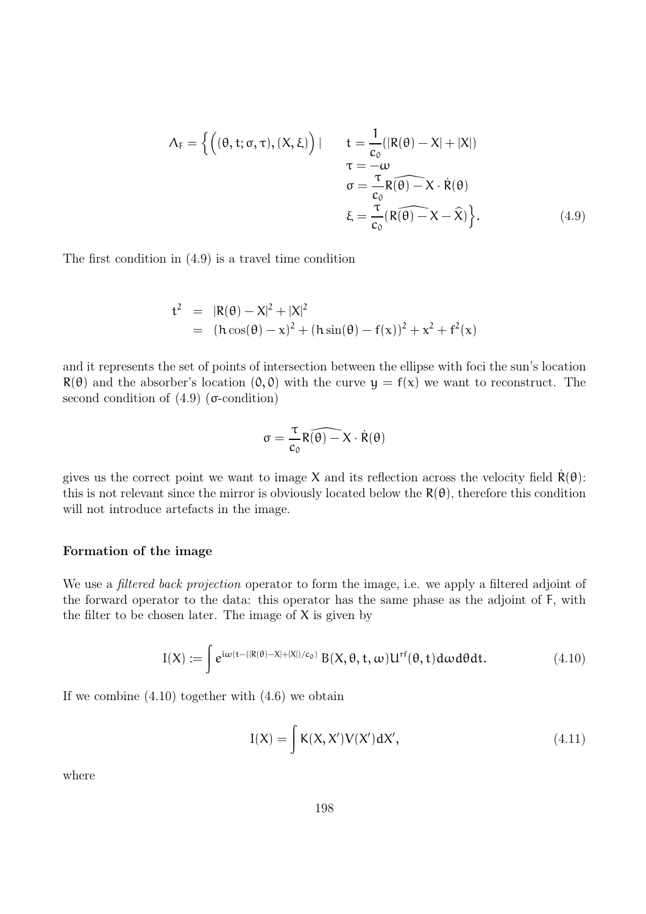$$
\Lambda_F = \Big\{ \Big( (\theta, t; \sigma, \tau), (X, \xi) \Big) \mid \quad \begin{aligned} & t = \frac{1}{c_0}(|R(\theta) - X| + |X|) \\ & \tau = -\omega \\ & \sigma = \frac{\tau}{c_0} \widehat{R(\theta) - X} \cdot \dot{R}(\theta) \\ & \xi = \frac{\tau}{c_0}(\widehat{R(\theta) - X} - \widehat{X}) \Big\}. \end{aligned} \tag{4.9}
$$

The first condition in (4.9) is a travel time condition

$$
\begin{aligned}
t^2 &= |R(\theta) - X|^2 + |X|^2 \\
&= (h\cos(\theta) - x)^2 + (h\sin(\theta) - f(x))^2 + x^2 + f^2(x)
\end{aligned}
$$

and it represents the set of points of intersection between the ellipse with foci the sun's location $R(\theta)$ and the absorber's location $(0, 0)$ with the curve $y = f(x)$ we want to reconstruct. The second condition of (4.9) ($\sigma$-condition)

$$
\sigma = \frac{\tau}{c_0} \widehat{R(\theta) - X} \cdot \dot{R}(\theta)
$$

gives us the correct point we want to image $X$ and its reflection across the velocity field $\dot{R}(\theta)$: this is not relevant since the mirror is obviously located below the $R(\theta)$, therefore this condition will not introduce artefacts in the image.

**Formation of the image**

We use a *filtered back projection* operator to form the image, i.e. we apply a filtered adjoint of the forward operator to the data: this operator has the same phase as the adjoint of $F$, with the filter to be chosen later. The image of $X$ is given by

$$
I(X) := \int e^{i\omega(t - (|R(\theta) - X| + |X|)/c_0)} B(X, \theta, t, \omega) U^{rf}(\theta, t) d\omega d\theta dt. \tag{4.10}
$$

If we combine (4.10) together with (4.6) we obtain

$$
I(X) = \int K(X, X') V(X') dX', \tag{4.11}
$$

where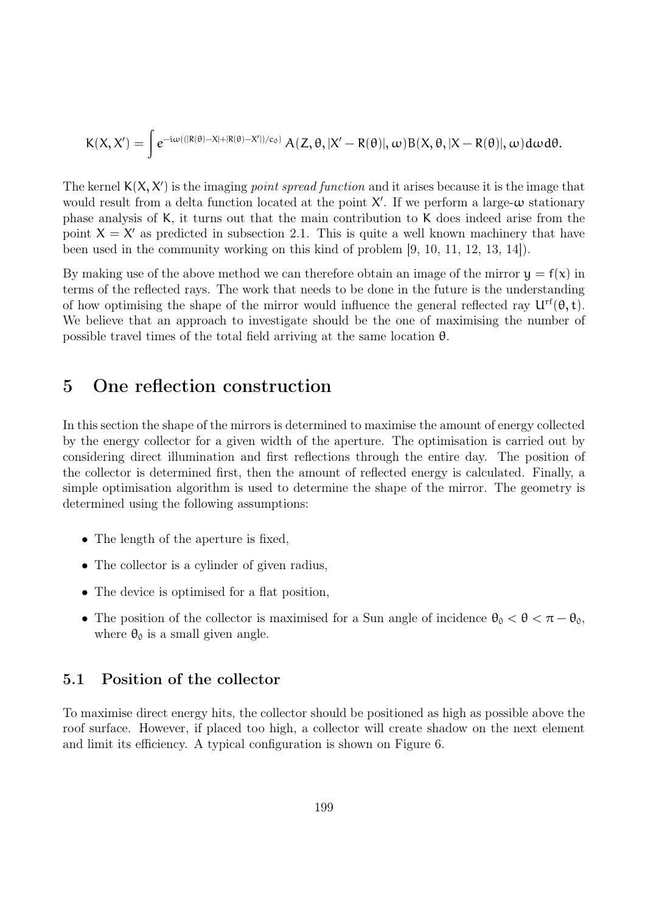$$K(X, X') = \int e^{-i\omega((|R(\theta)-X|+|R(\theta)-X'|)/c_0)} \, A(Z, \theta, |X' - R(\theta)|, \omega) B(X, \theta, |X - R(\theta)|, \omega) d\omega d\theta.$$

The kernel $K(X, X')$ is the imaging *point spread function* and it arises because it is the image that would result from a delta function located at the point $X'$. If we perform a large-$\omega$ stationary phase analysis of $K$, it turns out that the main contribution to $K$ does indeed arise from the point $X = X'$ as predicted in subsection 2.1. This is quite a well known machinery that have been used in the community working on this kind of problem [9, 10, 11, 12, 13, 14]).

By making use of the above method we can therefore obtain an image of the mirror $y = f(x)$ in terms of the reflected rays. The work that needs to be done in the future is the understanding of how optimising the shape of the mirror would influence the general reflected ray $U^{rf}(\theta, t)$. We believe that an approach to investigate should be the one of maximising the number of possible travel times of the total field arriving at the same location $\theta$.

# 5 One reflection construction

In this section the shape of the mirrors is determined to maximise the amount of energy collected by the energy collector for a given width of the aperture. The optimisation is carried out by considering direct illumination and first reflections through the entire day. The position of the collector is determined first, then the amount of reflected energy is calculated. Finally, a simple optimisation algorithm is used to determine the shape of the mirror. The geometry is determined using the following assumptions:

- The length of the aperture is fixed,
- The collector is a cylinder of given radius,
- The device is optimised for a flat position,
- The position of the collector is maximised for a Sun angle of incidence $\theta_0 < \theta < \pi - \theta_0$, where $\theta_0$ is a small given angle.

## 5.1 Position of the collector

To maximise direct energy hits, the collector should be positioned as high as possible above the roof surface. However, if placed too high, a collector will create shadow on the next element and limit its efficiency. A typical configuration is shown on Figure 6.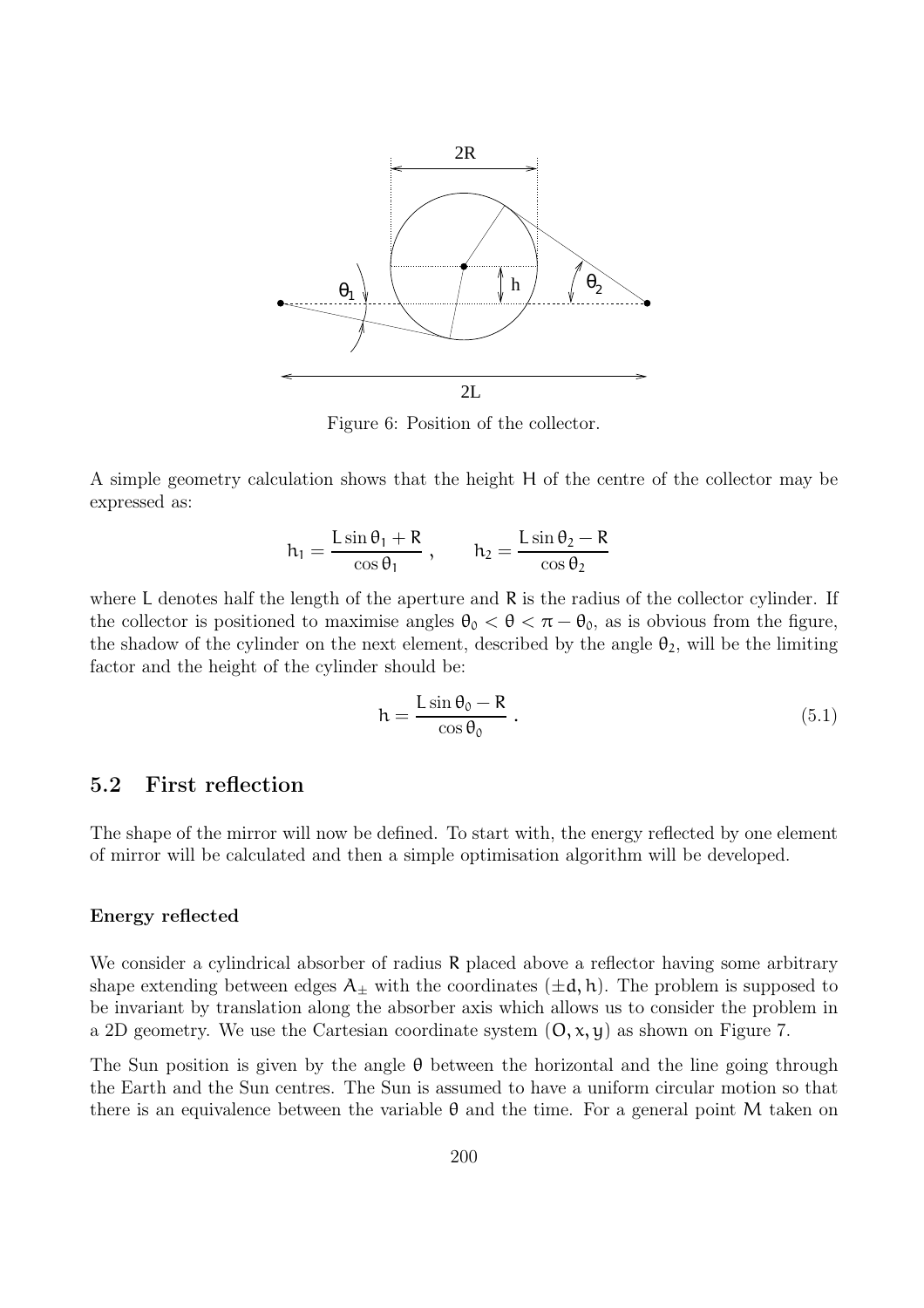Figure 6: Position of the collector.

A simple geometry calculation shows that the height H of the centre of the collector may be expressed as:

$$h_1 = \frac{L \sin\theta_1 + R}{\cos\theta_1}\ , \qquad h_2 = \frac{L \sin\theta_2 - R}{\cos\theta_2}$$

where L denotes half the length of the aperture and R is the radius of the collector cylinder. If the collector is positioned to maximise angles $\theta_0 < \theta < \pi - \theta_0$, as is obvious from the figure, the shadow of the cylinder on the next element, described by the angle $\theta_2$, will be the limiting factor and the height of the cylinder should be:

$$h = \frac{L \sin\theta_0 - R}{\cos\theta_0}\ . \tag{5.1}$$

## 5.2 First reflection

The shape of the mirror will now be defined. To start with, the energy reflected by one element of mirror will be calculated and then a simple optimisation algorithm will be developed.

#### Energy reflected

We consider a cylindrical absorber of radius R placed above a reflector having some arbitrary shape extending between edges $A_\pm$ with the coordinates $(\pm d, h)$. The problem is supposed to be invariant by translation along the absorber axis which allows us to consider the problem in a 2D geometry. We use the Cartesian coordinate system $(O, x, y)$ as shown on Figure 7.

The Sun position is given by the angle $\theta$ between the horizontal and the line going through the Earth and the Sun centres. The Sun is assumed to have a uniform circular motion so that there is an equivalence between the variable $\theta$ and the time. For a general point M taken on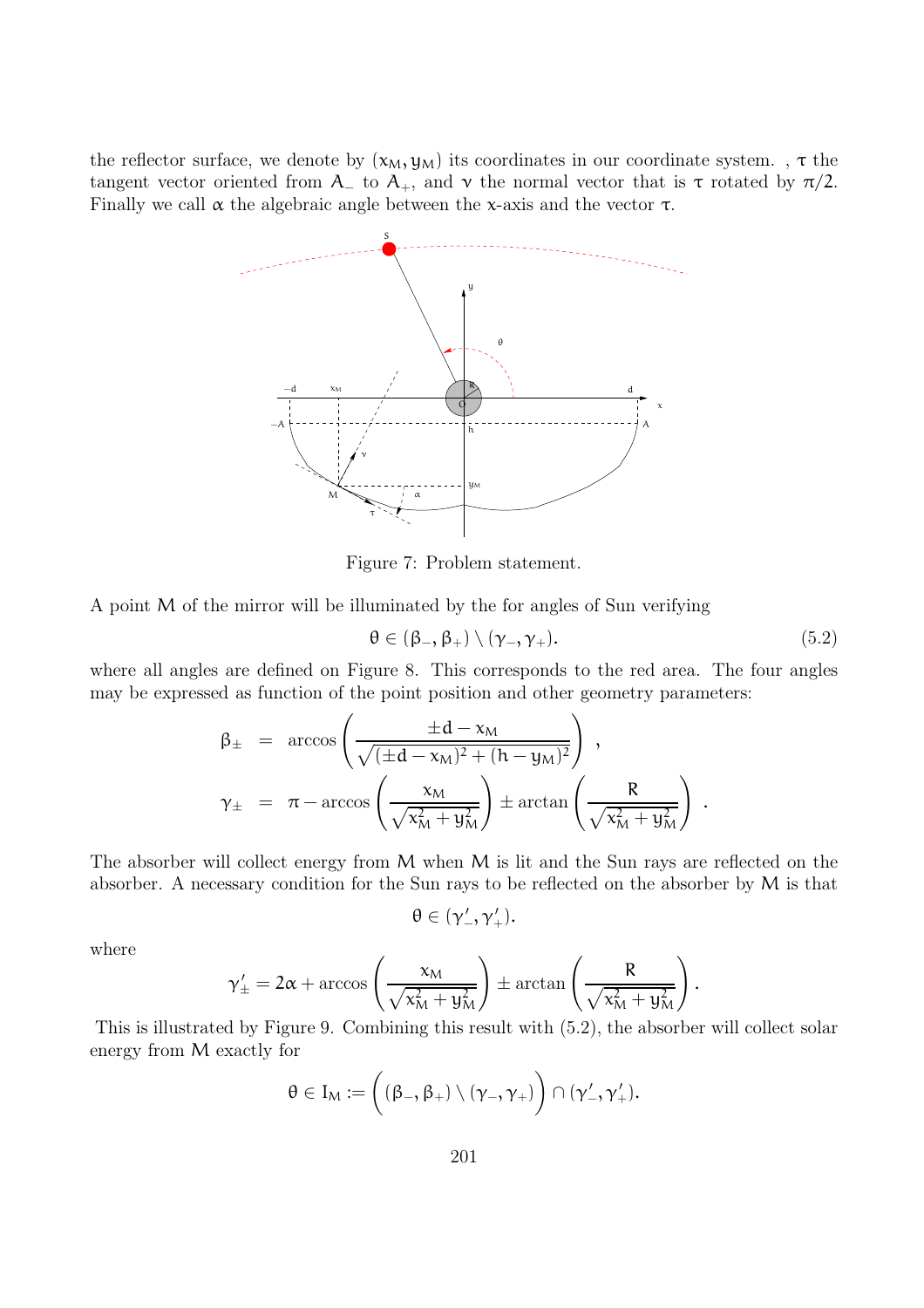the reflector surface, we denote by $(x_M, y_M)$ its coordinates in our coordinate system. , $\tau$ the tangent vector oriented from $A_-$ to $A_+$, and $\nu$ the normal vector that is $\tau$ rotated by $\pi/2$. Finally we call $\alpha$ the algebraic angle between the x-axis and the vector $\tau$.

Figure 7: Problem statement.

A point M of the mirror will be illuminated by the for angles of Sun verifying

$$\theta \in (\beta_-, \beta_+) \setminus (\gamma_-, \gamma_+). \tag{5.2}$$

where all angles are defined on Figure 8. This corresponds to the red area. The four angles may be expressed as function of the point position and other geometry parameters:

$$\begin{aligned}
\beta_\pm &= \arccos\left(\frac{\pm d - x_M}{\sqrt{(\pm d - x_M)^2 + (h - y_M)^2}}\right) \ , \\
\gamma_\pm &= \pi - \arccos\left(\frac{x_M}{\sqrt{x_M^2 + y_M^2}}\right) \pm \arctan\left(\frac{R}{\sqrt{x_M^2 + y_M^2}}\right) \ .
\end{aligned}$$

The absorber will collect energy from M when M is lit and the Sun rays are reflected on the absorber. A necessary condition for the Sun rays to be reflected on the absorber by M is that

$$\theta \in (\gamma'_-, \gamma'_+).$$

where

$$\gamma'_\pm = 2\alpha + \arccos\left(\frac{x_M}{\sqrt{x_M^2 + y_M^2}}\right) \pm \arctan\left(\frac{R}{\sqrt{x_M^2 + y_M^2}}\right).$$

This is illustrated by Figure 9. Combining this result with (5.2), the absorber will collect solar energy from M exactly for

$$\theta \in I_M := \Big( (\beta_-, \beta_+) \setminus (\gamma_-, \gamma_+) \Big) \cap (\gamma'_-, \gamma'_+).$$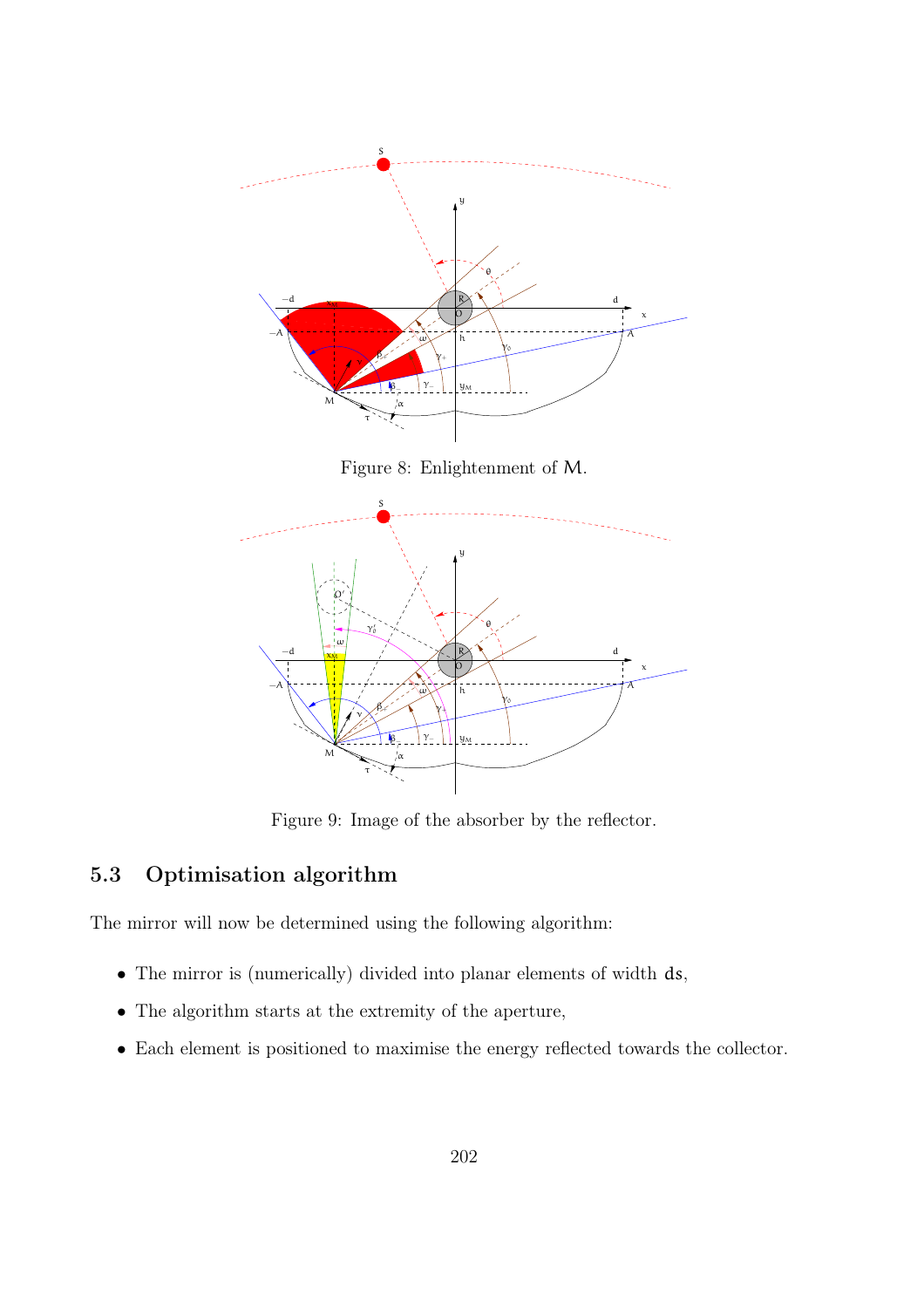Figure 8: Enlightenment of $M$.

Figure 9: Image of the absorber by the reflector.

## 5.3 Optimisation algorithm

The mirror will now be determined using the following algorithm:

- The mirror is (numerically) divided into planar elements of width $ds$,
- The algorithm starts at the extremity of the aperture,
- Each element is positioned to maximise the energy reflected towards the collector.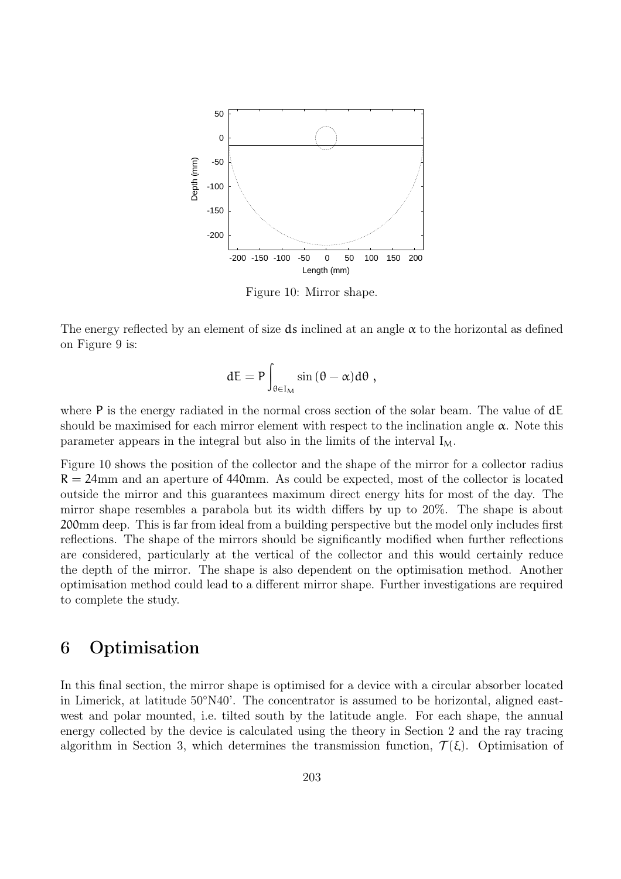Figure 10: Mirror shape.

The energy reflected by an element of size $ds$ inclined at an angle $\alpha$ to the horizontal as defined on Figure 9 is:

$$dE = P \int_{\theta \in I_M} \sin(\theta - \alpha) d\theta \ ,$$

where $P$ is the energy radiated in the normal cross section of the solar beam. The value of $dE$ should be maximised for each mirror element with respect to the inclination angle $\alpha$. Note this parameter appears in the integral but also in the limits of the interval $I_M$.

Figure 10 shows the position of the collector and the shape of the mirror for a collector radius $R = 24$mm and an aperture of 440mm. As could be expected, most of the collector is located outside the mirror and this guarantees maximum direct energy hits for most of the day. The mirror shape resembles a parabola but its width differs by up to 20%. The shape is about 200mm deep. This is far from ideal from a building perspective but the model only includes first reflections. The shape of the mirrors should be significantly modified when further reflections are considered, particularly at the vertical of the collector and this would certainly reduce the depth of the mirror. The shape is also dependent on the optimisation method. Another optimisation method could lead to a different mirror shape. Further investigations are required to complete the study.

## 6 Optimisation

In this final section, the mirror shape is optimised for a device with a circular absorber located in Limerick, at latitude 50°N40'. The concentrator is assumed to be horizontal, aligned east-west and polar mounted, i.e. tilted south by the latitude angle. For each shape, the annual energy collected by the device is calculated using the theory in Section 2 and the ray tracing algorithm in Section 3, which determines the transmission function, $\mathcal{T}(\xi)$. Optimisation of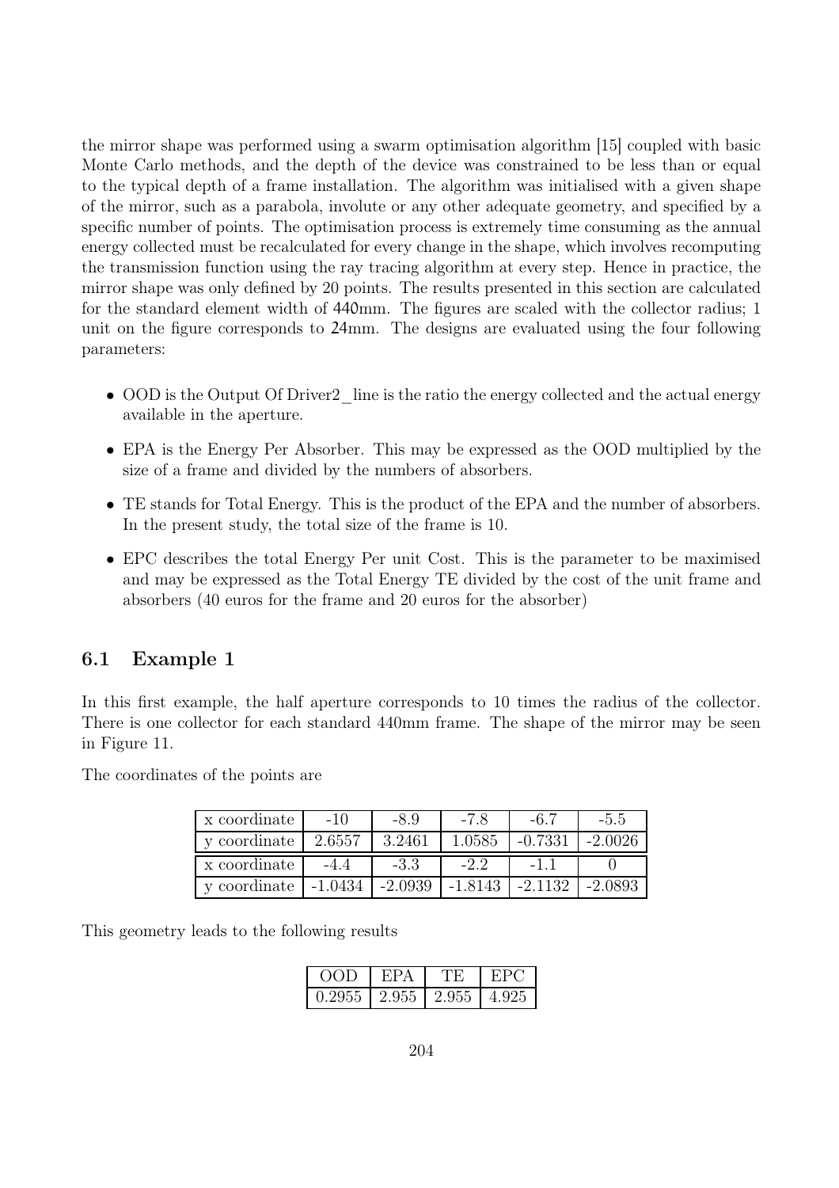the mirror shape was performed using a swarm optimisation algorithm [15] coupled with basic Monte Carlo methods, and the depth of the device was constrained to be less than or equal to the typical depth of a frame installation. The algorithm was initialised with a given shape of the mirror, such as a parabola, involute or any other adequate geometry, and specified by a specific number of points. The optimisation process is extremely time consuming as the annual energy collected must be recalculated for every change in the shape, which involves recomputing the transmission function using the ray tracing algorithm at every step. Hence in practice, the mirror shape was only defined by 20 points. The results presented in this section are calculated for the standard element width of 440mm. The figures are scaled with the collector radius; 1 unit on the figure corresponds to 24mm. The designs are evaluated using the four following parameters:

- OOD is the Output Of Driver2_line is the ratio the energy collected and the actual energy available in the aperture.
- EPA is the Energy Per Absorber. This may be expressed as the OOD multiplied by the size of a frame and divided by the numbers of absorbers.
- TE stands for Total Energy. This is the product of the EPA and the number of absorbers. In the present study, the total size of the frame is 10.
- EPC describes the total Energy Per unit Cost. This is the parameter to be maximised and may be expressed as the Total Energy TE divided by the cost of the unit frame and absorbers (40 euros for the frame and 20 euros for the absorber)

### 6.1 Example 1

In this first example, the half aperture corresponds to 10 times the radius of the collector. There is one collector for each standard 440mm frame. The shape of the mirror may be seen in Figure 11.

The coordinates of the points are

| x coordinate | -10 | -8.9 | -7.8 | -6.7 | -5.5 |
|---|---|---|---|---|---|
| y coordinate | 2.6557 | 3.2461 | 1.0585 | -0.7331 | -2.0026 |
| x coordinate | -4.4 | -3.3 | -2.2 | -1.1 | 0 |
| y coordinate | -1.0434 | -2.0939 | -1.8143 | -2.1132 | -2.0893 |

This geometry leads to the following results

| OOD | EPA | TE | EPC |
|---|---|---|---|
| 0.2955 | 2.955 | 2.955 | 4.925 |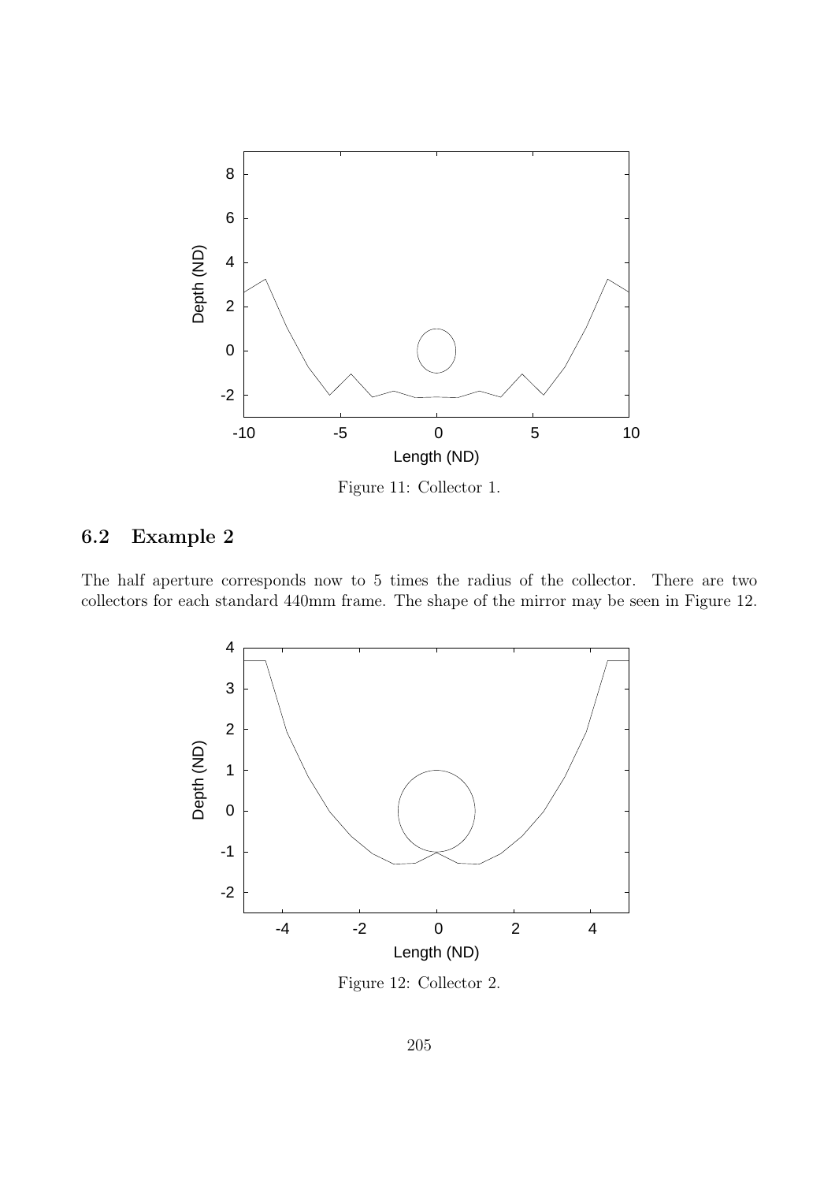Figure 11: Collector 1.

## 6.2 Example 2

The half aperture corresponds now to 5 times the radius of the collector. There are two collectors for each standard 440mm frame. The shape of the mirror may be seen in Figure 12.

Figure 12: Collector 2.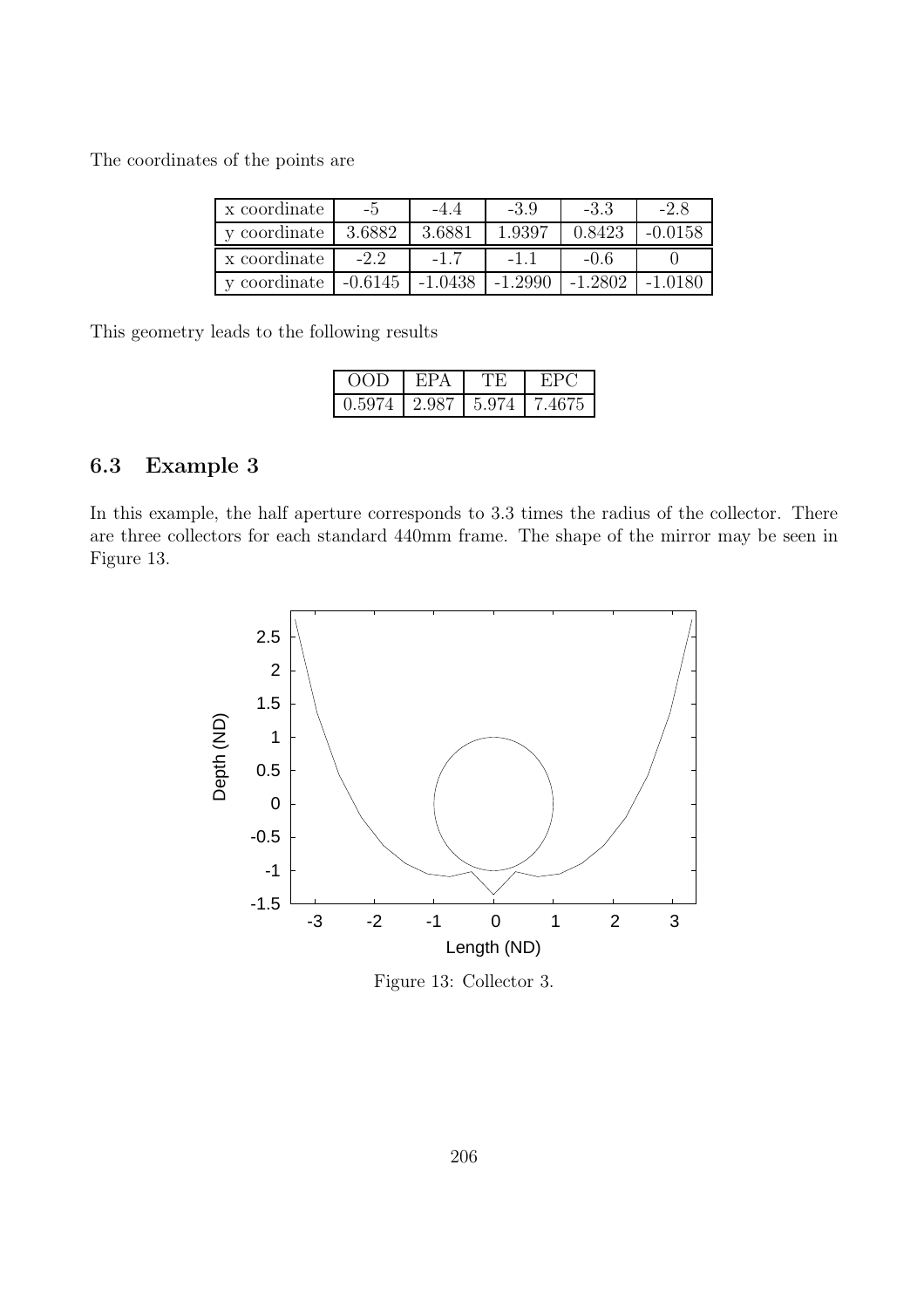The coordinates of the points are

| x coordinate | -5 | -4.4 | -3.9 | -3.3 | -2.8 |
|---|---|---|---|---|---|
| y coordinate | 3.6882 | 3.6881 | 1.9397 | 0.8423 | -0.0158 |
| x coordinate | -2.2 | -1.7 | -1.1 | -0.6 | 0 |
| y coordinate | -0.6145 | -1.0438 | -1.2990 | -1.2802 | -1.0180 |

This geometry leads to the following results

| OOD | EPA | TE | EPC |
|---|---|---|---|
| 0.5974 | 2.987 | 5.974 | 7.4675 |

### 6.3 Example 3

In this example, the half aperture corresponds to 3.3 times the radius of the collector. There are three collectors for each standard 440mm frame. The shape of the mirror may be seen in Figure 13.

Figure 13: Collector 3.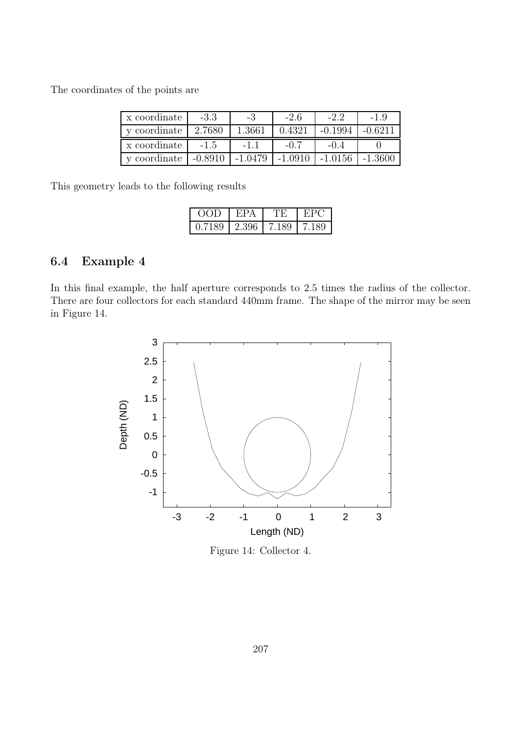The coordinates of the points are

| x coordinate | -3.3 | -3 | -2.6 | -2.2 | -1.9 |
|---|---|---|---|---|---|
| y coordinate | 2.7680 | 1.3661 | 0.4321 | -0.1994 | -0.6211 |
| x coordinate | -1.5 | -1.1 | -0.7 | -0.4 | 0 |
| y coordinate | -0.8910 | -1.0479 | -1.0910 | -1.0156 | -1.3600 |

This geometry leads to the following results

| OOD | EPA | TE | EPC |
|---|---|---|---|
| 0.7189 | 2.396 | 7.189 | 7.189 |

### 6.4 Example 4

In this final example, the half aperture corresponds to 2.5 times the radius of the collector. There are four collectors for each standard 440mm frame. The shape of the mirror may be seen in Figure 14.

Figure 14: Collector 4.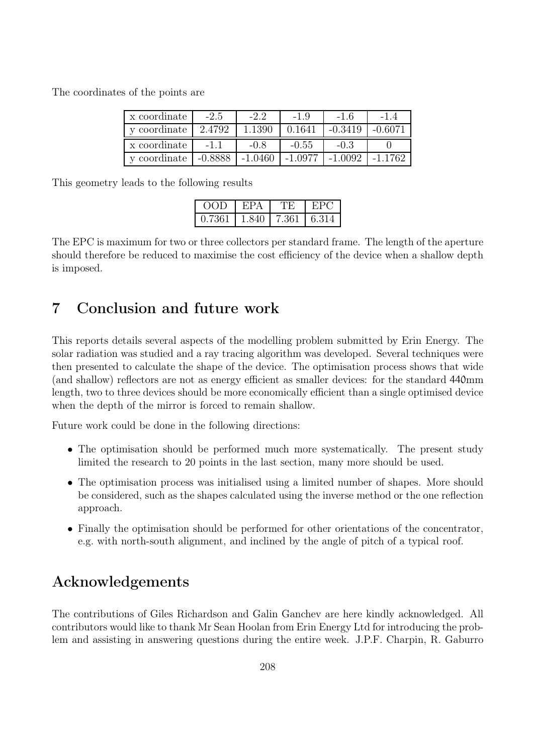The coordinates of the points are

| x coordinate | -2.5 | -2.2 | -1.9 | -1.6 | -1.4 |
|---|---|---|---|---|---|
| y coordinate | 2.4792 | 1.1390 | 0.1641 | -0.3419 | -0.6071 |
| x coordinate | -1.1 | -0.8 | -0.55 | -0.3 | 0 |
| y coordinate | -0.8888 | -1.0460 | -1.0977 | -1.0092 | -1.1762 |

This geometry leads to the following results

| OOD | EPA | TE | EPC |
|---|---|---|---|
| 0.7361 | 1.840 | 7.361 | 6.314 |

The EPC is maximum for two or three collectors per standard frame. The length of the aperture should therefore be reduced to maximise the cost efficiency of the device when a shallow depth is imposed.

# 7 Conclusion and future work

This reports details several aspects of the modelling problem submitted by Erin Energy. The solar radiation was studied and a ray tracing algorithm was developed. Several techniques were then presented to calculate the shape of the device. The optimisation process shows that wide (and shallow) reflectors are not as energy efficient as smaller devices: for the standard 440mm length, two to three devices should be more economically efficient than a single optimised device when the depth of the mirror is forced to remain shallow.

Future work could be done in the following directions:

- The optimisation should be performed much more systematically. The present study limited the research to 20 points in the last section, many more should be used.
- The optimisation process was initialised using a limited number of shapes. More should be considered, such as the shapes calculated using the inverse method or the one reflection approach.
- Finally the optimisation should be performed for other orientations of the concentrator, e.g. with north-south alignment, and inclined by the angle of pitch of a typical roof.

# Acknowledgements

The contributions of Giles Richardson and Galin Ganchev are here kindly acknowledged. All contributors would like to thank Mr Sean Hoolan from Erin Energy Ltd for introducing the problem and assisting in answering questions during the entire week. J.P.F. Charpin, R. Gaburro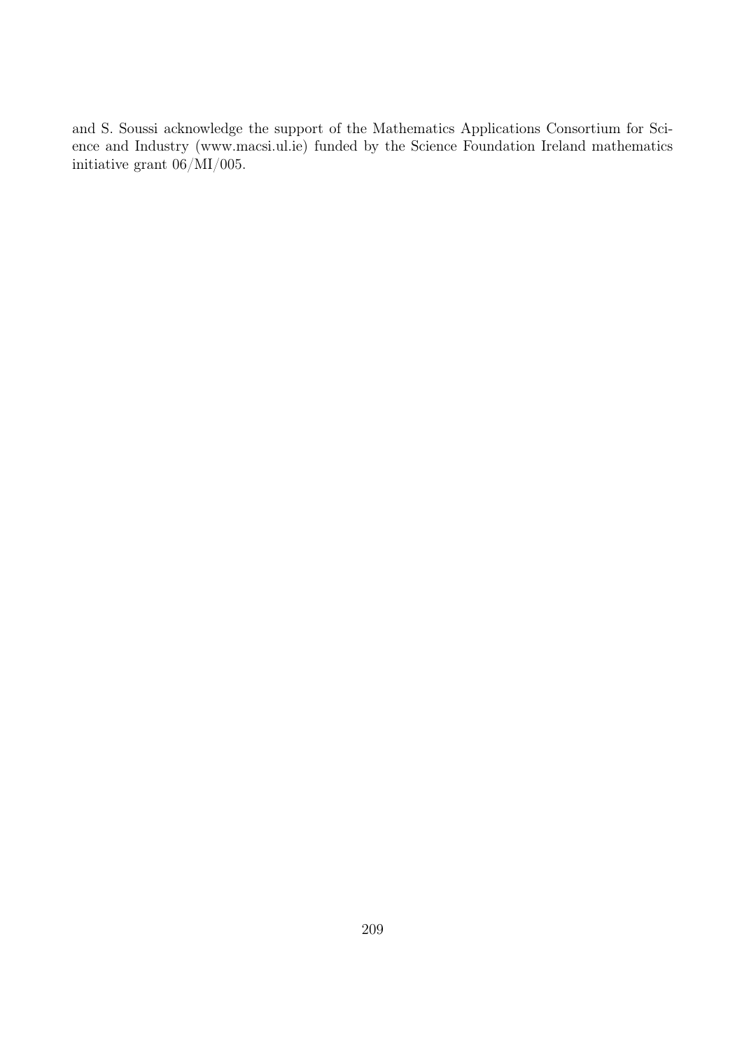and S. Soussi acknowledge the support of the Mathematics Applications Consortium for Science and Industry (www.macsi.ul.ie) funded by the Science Foundation Ireland mathematics initiative grant 06/MI/005.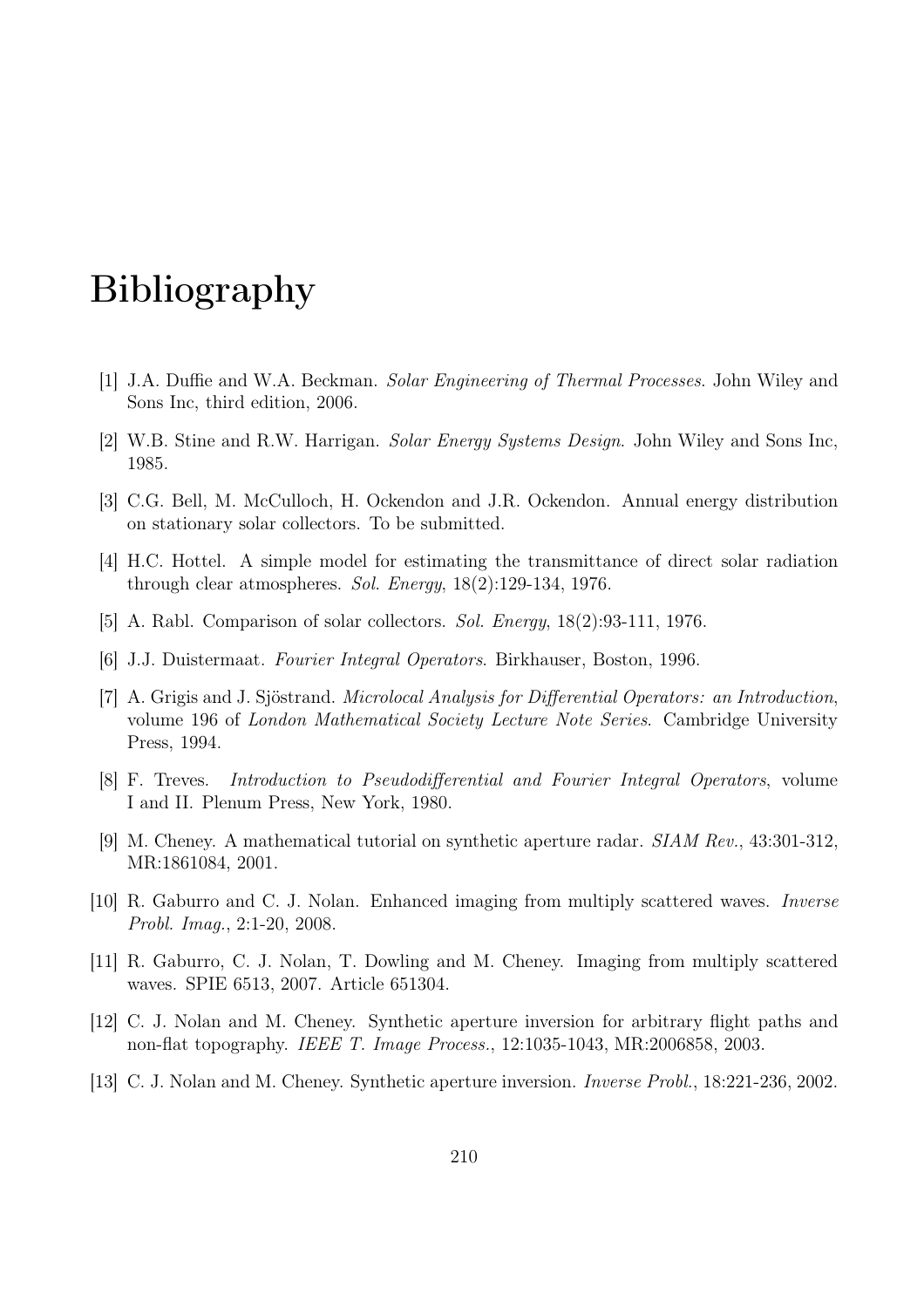# Bibliography

[1] J.A. Duffie and W.A. Beckman. *Solar Engineering of Thermal Processes*. John Wiley and Sons Inc, third edition, 2006.

[2] W.B. Stine and R.W. Harrigan. *Solar Energy Systems Design*. John Wiley and Sons Inc, 1985.

[3] C.G. Bell, M. McCulloch, H. Ockendon and J.R. Ockendon. Annual energy distribution on stationary solar collectors. To be submitted.

[4] H.C. Hottel. A simple model for estimating the transmittance of direct solar radiation through clear atmospheres. *Sol. Energy*, 18(2):129-134, 1976.

[5] A. Rabl. Comparison of solar collectors. *Sol. Energy*, 18(2):93-111, 1976.

[6] J.J. Duistermaat. *Fourier Integral Operators*. Birkhauser, Boston, 1996.

[7] A. Grigis and J. Sjöstrand. *Microlocal Analysis for Differential Operators: an Introduction*, volume 196 of *London Mathematical Society Lecture Note Series*. Cambridge University Press, 1994.

[8] F. Treves. *Introduction to Pseudodifferential and Fourier Integral Operators*, volume I and II. Plenum Press, New York, 1980.

[9] M. Cheney. A mathematical tutorial on synthetic aperture radar. *SIAM Rev.*, 43:301-312, MR:1861084, 2001.

[10] R. Gaburro and C. J. Nolan. Enhanced imaging from multiply scattered waves. *Inverse Probl. Imag.*, 2:1-20, 2008.

[11] R. Gaburro, C. J. Nolan, T. Dowling and M. Cheney. Imaging from multiply scattered waves. SPIE 6513, 2007. Article 651304.

[12] C. J. Nolan and M. Cheney. Synthetic aperture inversion for arbitrary flight paths and non-flat topography. *IEEE T. Image Process.*, 12:1035-1043, MR:2006858, 2003.

[13] C. J. Nolan and M. Cheney. Synthetic aperture inversion. *Inverse Probl.*, 18:221-236, 2002.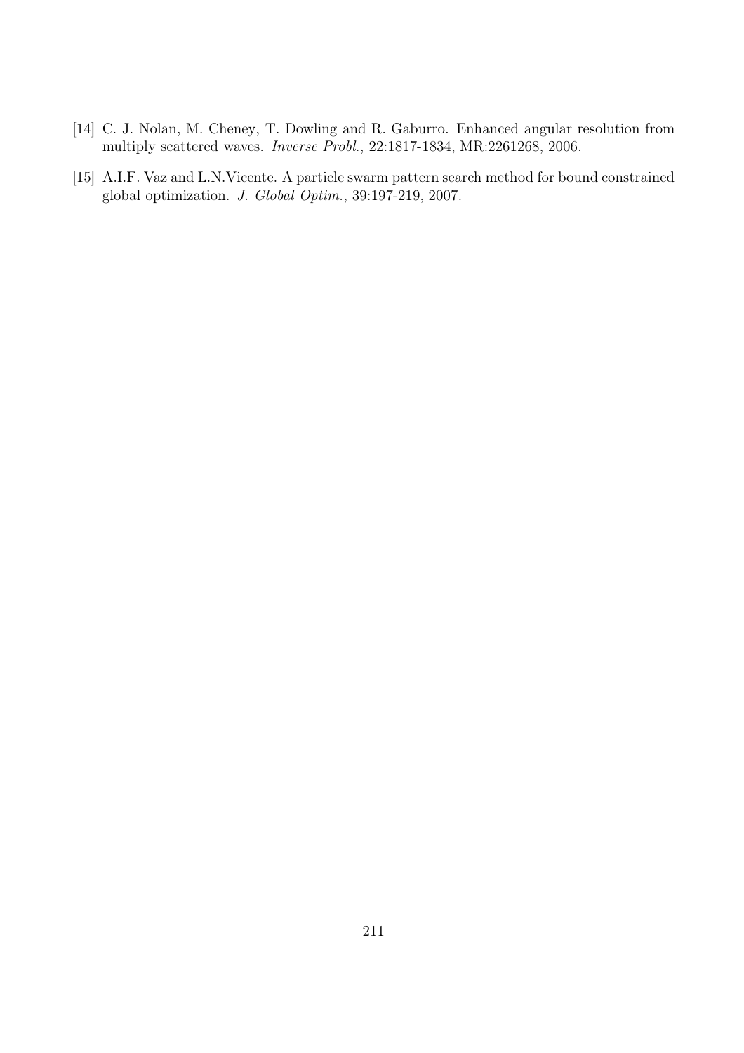[14] C. J. Nolan, M. Cheney, T. Dowling and R. Gaburro. Enhanced angular resolution from multiply scattered waves. *Inverse Probl.*, 22:1817-1834, MR:2261268, 2006.

[15] A.I.F. Vaz and L.N.Vicente. A particle swarm pattern search method for bound constrained global optimization. *J. Global Optim.*, 39:197-219, 2007.